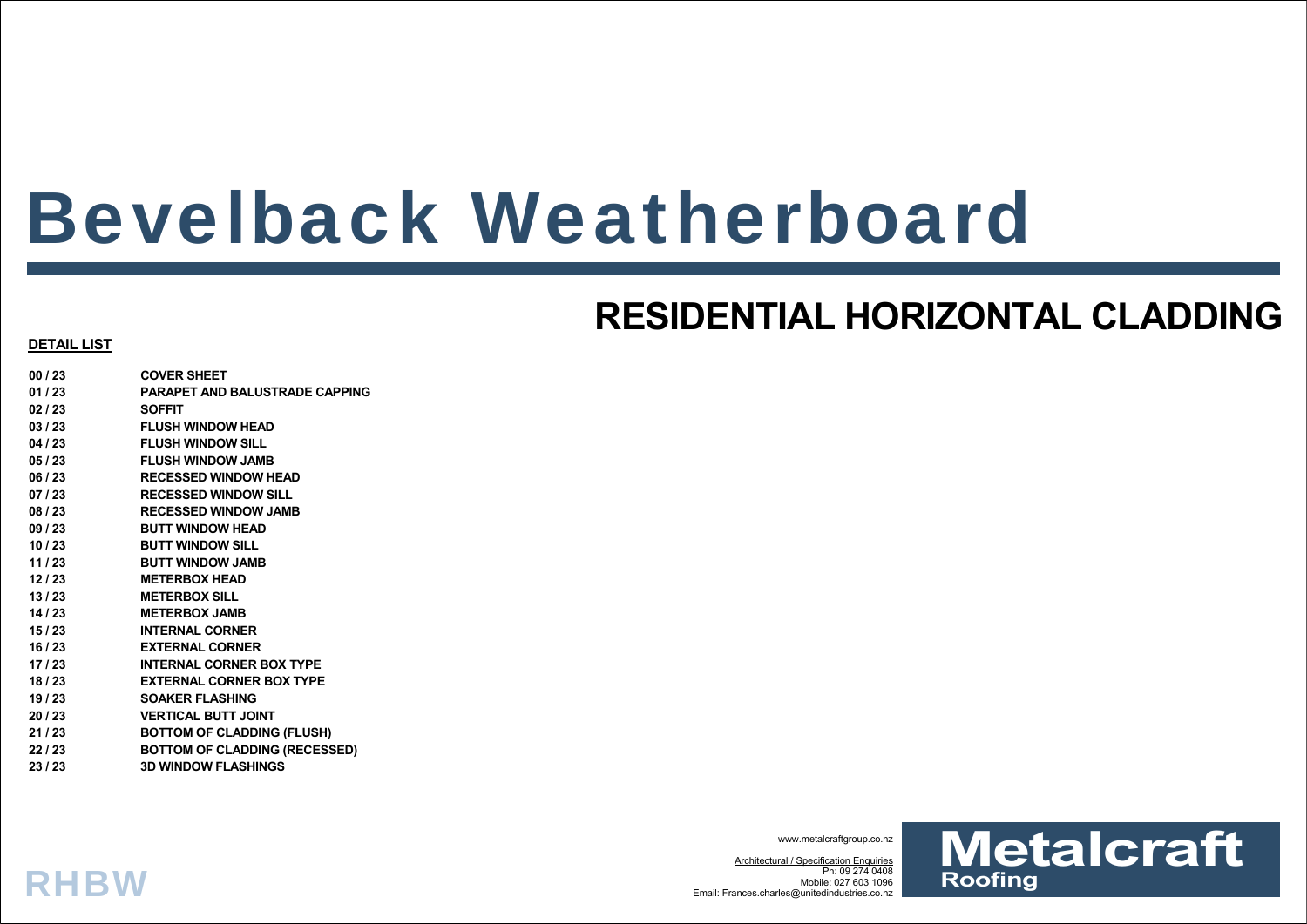# Bevelback Weatherboard

## RESIDENTIAL HORIZONTAL CLADDING

**DETAIL LIST**

| | |
|---|---|
| **00 / 23** | **COVER SHEET** |
| **01 / 23** | **PARAPET AND BALUSTRADE CAPPING** |
| **02 / 23** | **SOFFIT** |
| **03 / 23** | **FLUSH WINDOW HEAD** |
| **04 / 23** | **FLUSH WINDOW SILL** |
| **05 / 23** | **FLUSH WINDOW JAMB** |
| **06 / 23** | **RECESSED WINDOW HEAD** |
| **07 / 23** | **RECESSED WINDOW SILL** |
| **08 / 23** | **RECESSED WINDOW JAMB** |
| **09 / 23** | **BUTT WINDOW HEAD** |
| **10 / 23** | **BUTT WINDOW SILL** |
| **11 / 23** | **BUTT WINDOW JAMB** |
| **12 / 23** | **METERBOX HEAD** |
| **13 / 23** | **METERBOX SILL** |
| **14 / 23** | **METERBOX JAMB** |
| **15 / 23** | **INTERNAL CORNER** |
| **16 / 23** | **EXTERNAL CORNER** |
| **17 / 23** | **INTERNAL CORNER BOX TYPE** |
| **18 / 23** | **EXTERNAL CORNER BOX TYPE** |
| **19 / 23** | **SOAKER FLASHING** |
| **20 / 23** | **VERTICAL BUTT JOINT** |
| **21 / 23** | **BOTTOM OF CLADDING (FLUSH)** |
| **22 / 23** | **BOTTOM OF CLADDING (RECESSED)** |
| **23 / 23** | **3D WINDOW FLASHINGS** |

**RHBW**

www.metalcraftgroup.co.nz

Architectural / Specification Enquiries
Ph: 09 274 0408
Mobile: 027 603 1096
Email: Frances.charles@unitedindustries.co.nz

**Metalcraft Roofing**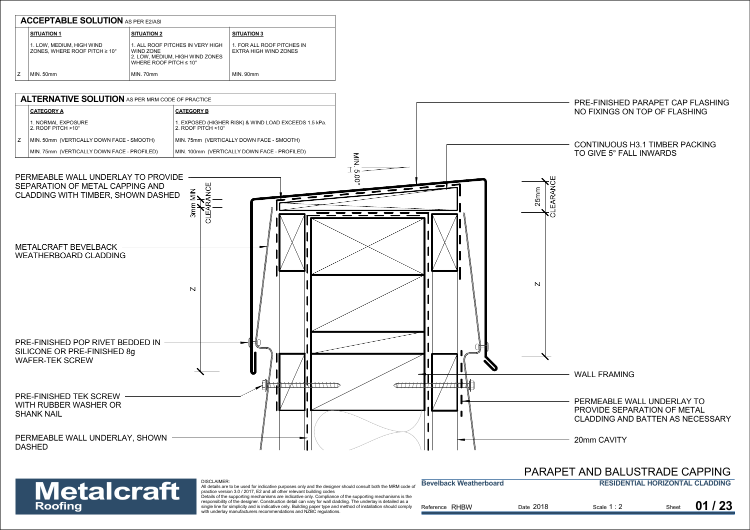## ACCEPTABLE SOLUTION AS PER E2/ASI

| | SITUATION 1 | SITUATION 2 | SITUATION 3 |
|---|---|---|---|
| | 1. LOW, MEDIUM, HIGH WIND ZONES, WHERE ROOF PITCH ≥ 10° | 1. ALL ROOF PITCHES IN VERY HIGH WIND ZONE<br>2. LOW, MEDIUM, HIGH WIND ZONES WHERE ROOF PITCH ≤ 10° | 1. FOR ALL ROOF PITCHES IN EXTRA HIGH WIND ZONES |
| Z | MIN. 50mm | MIN. 70mm | MIN. 90mm |

## ALTERNATIVE SOLUTION AS PER MRM CODE OF PRACTICE

| | CATEGORY A | CATEGORY B |
|---|---|---|
| | 1. NORMAL EXPOSURE<br>2. ROOF PITCH >10° | 1. EXPOSED (HIGHER RISK) & WIND LOAD EXCEEDS 1.5 kPa.<br>2. ROOF PITCH <10° |
| Z | MIN. 50mm (VERTICALLY DOWN FACE - SMOOTH) | MIN. 75mm (VERTICALLY DOWN FACE - SMOOTH) |
| | MIN. 75mm (VERTICALLY DOWN FACE - PROFILED) | MIN. 100mm (VERTICALLY DOWN FACE - PROFILED) |

PRE-FINISHED PARAPET CAP FLASHING NO FIXINGS ON TOP OF FLASHING

CONTINUOUS H3.1 TIMBER PACKING TO GIVE 5° FALL INWARDS

MIN. 5.00°

PERMEABLE WALL UNDERLAY TO PROVIDE SEPARATION OF METAL CAPPING AND CLADDING WITH TIMBER, SHOWN DASHED

3mm MIN CLEARANCE

25mm CLEARANCE

METALCRAFT BEVELBACK WEATHERBOARD CLADDING

Z

Z

PRE-FINISHED POP RIVET BEDDED IN SILICONE OR PRE-FINISHED 8g WAFER-TEK SCREW

WALL FRAMING

PRE-FINISHED TEK SCREW WITH RUBBER WASHER OR SHANK NAIL

PERMEABLE WALL UNDERLAY TO PROVIDE SEPARATION OF METAL CLADDING AND BATTEN AS NECESSARY

PERMEABLE WALL UNDERLAY, SHOWN DASHED

20mm CAVITY

# PARAPET AND BALUSTRADE CAPPING

**Metalcraft Roofing**

DISCLAIMER:
All details are to be used for indicative purposes only and the designer should consult both the MRM code of practice version 3.0 / 2017, E2 and all other relevant building codes
Details of the supporting mechanisms are indicative only. Compliance of the supporting mechanisms is the responsibility of the designer. Construction detail can vary for wall cladding. The underlay is detailed as a single line for simplicity and is indicative only. Building paper type and method of installation should comply with underlay manufacturers recommendations and NZBC regulations.

| Bevelback Weatherboard | | RESIDENTIAL HORIZONTAL CLADDING | |
|---|---|---|---|
| Reference RHBW | Date 2018 | Scale 1 : 2 | Sheet 01 / 23 |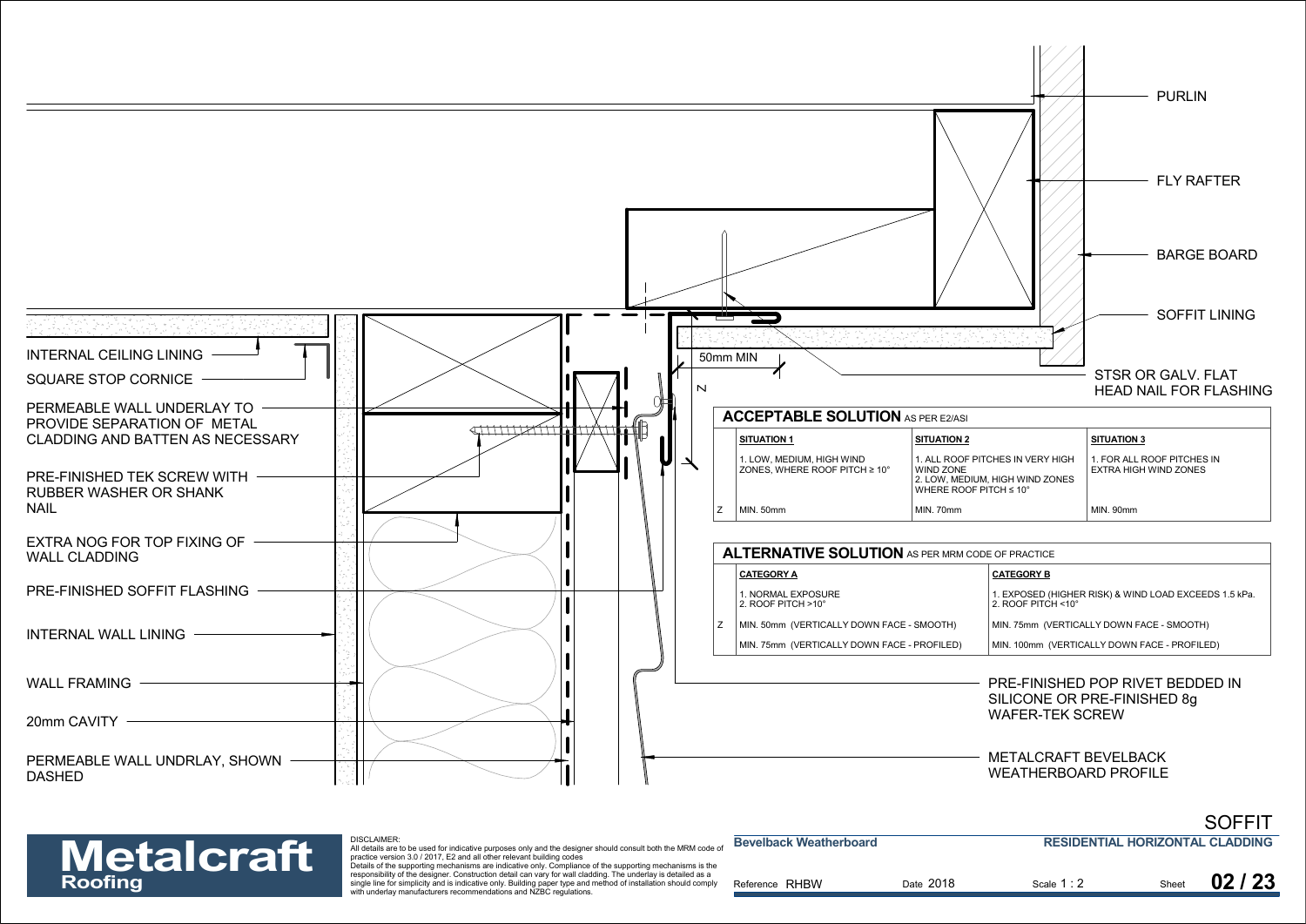PURLIN

FLY RAFTER

BARGE BOARD

SOFFIT LINING

STSR OR GALV. FLAT HEAD NAIL FOR FLASHING

50mm MIN

Z

INTERNAL CEILING LINING

SQUARE STOP CORNICE

PERMEABLE WALL UNDERLAY TO PROVIDE SEPARATION OF METAL CLADDING AND BATTEN AS NECESSARY

PRE-FINISHED TEK SCREW WITH RUBBER WASHER OR SHANK NAIL

EXTRA NOG FOR TOP FIXING OF WALL CLADDING

PRE-FINISHED SOFFIT FLASHING

INTERNAL WALL LINING

WALL FRAMING

20mm CAVITY

PERMEABLE WALL UNDRLAY, SHOWN DASHED

PRE-FINISHED POP RIVET BEDDED IN SILICONE OR PRE-FINISHED 8g WAFER-TEK SCREW

METALCRAFT BEVELBACK WEATHERBOARD PROFILE

**ACCEPTABLE SOLUTION** AS PER E2/ASI

| | SITUATION 1 | SITUATION 2 | SITUATION 3 |
|---|---|---|---|
| | 1. LOW, MEDIUM, HIGH WIND ZONES, WHERE ROOF PITCH ≥ 10° | 1. ALL ROOF PITCHES IN VERY HIGH WIND ZONE<br>2. LOW, MEDIUM, HIGH WIND ZONES WHERE ROOF PITCH ≤ 10° | 1. FOR ALL ROOF PITCHES IN EXTRA HIGH WIND ZONES |
| Z | MIN. 50mm | MIN. 70mm | MIN. 90mm |

**ALTERNATIVE SOLUTION** AS PER MRM CODE OF PRACTICE

| | CATEGORY A | CATEGORY B |
|---|---|---|
| | 1. NORMAL EXPOSURE<br>2. ROOF PITCH >10° | 1. EXPOSED (HIGHER RISK) & WIND LOAD EXCEEDS 1.5 kPa.<br>2. ROOF PITCH <10° |
| Z | MIN. 50mm (VERTICALLY DOWN FACE - SMOOTH) | MIN. 75mm (VERTICALLY DOWN FACE - SMOOTH) |
| | MIN. 75mm (VERTICALLY DOWN FACE - PROFILED) | MIN. 100mm (VERTICALLY DOWN FACE - PROFILED) |

**SOFFIT**

**Metalcraft Roofing**

DISCLAIMER:
All details are to be used for indicative purposes only and the designer should consult both the MRM code of practice version 3.0 / 2017, E2 and all other relevant building codes
Details of the supporting mechanisms are indicative only. Compliance of the supporting mechanisms is the responsibility of the designer. Construction detail can vary for wall cladding. The underlay is detailed as a single line for simplicity and is indicative only. Building paper type and method of installation should comply with underlay manufacturers recommendations and NZBC regulations.

**Bevelback Weatherboard** | **RESIDENTIAL HORIZONTAL CLADDING**

Reference RHBW | Date 2018 | Scale 1 : 2 | Sheet **02 / 23**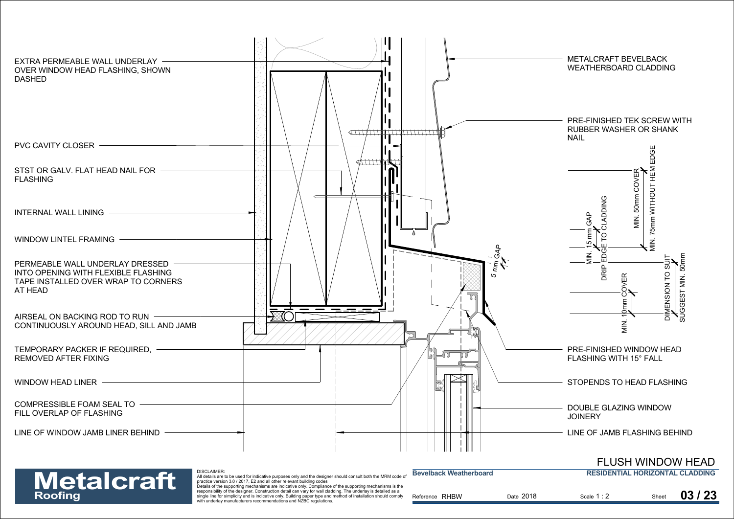EXTRA PERMEABLE WALL UNDERLAY OVER WINDOW HEAD FLASHING, SHOWN DASHED

PVC CAVITY CLOSER

STST OR GALV. FLAT HEAD NAIL FOR FLASHING

INTERNAL WALL LINING

WINDOW LINTEL FRAMING

PERMEABLE WALL UNDERLAY DRESSED INTO OPENING WITH FLEXIBLE FLASHING TAPE INSTALLED OVER WRAP TO CORNERS AT HEAD

AIRSEAL ON BACKING ROD TO RUN CONTINUOUSLY AROUND HEAD, SILL AND JAMB

TEMPORARY PACKER IF REQUIRED, REMOVED AFTER FIXING

WINDOW HEAD LINER

COMPRESSIBLE FOAM SEAL TO FILL OVERLAP OF FLASHING

LINE OF WINDOW JAMB LINER BEHIND

METALCRAFT BEVELBACK WEATHERBOARD CLADDING

PRE-FINISHED TEK SCREW WITH RUBBER WASHER OR SHANK NAIL

MIN. 50mm COVER

MIN. 75mm WITHOUT HEM EDGE

MIN. 15 mm GAP

DRIP EDGE TO CLADDING

5 mm GAP

MIN. 10mm COVER

DIMENSION TO SUIT

SUGGEST MIN. 50mm

PRE-FINISHED WINDOW HEAD FLASHING WITH 15° FALL

STOPENDS TO HEAD FLASHING

DOUBLE GLAZING WINDOW JOINERY

LINE OF JAMB FLASHING BEHIND

# FLUSH WINDOW HEAD

**Metalcraft Roofing**

DISCLAIMER:
All details are to be used for indicative purposes only and the designer should consult both the MRM code of practice version 3.0 / 2017, E2 and all other relevant building codes
Details of the supporting mechanisms are indicative only. Compliance of the supporting mechanisms is the responsibility of the designer. Construction detail can vary for wall cladding. The underlay is detailed as a single line for simplicity and is indicative only. Building paper type and method of installation should comply with underlay manufacturers recommendations and NZBC regulations.

**Bevelback Weatherboard** | **RESIDENTIAL HORIZONTAL CLADDING**

Reference RHBW | Date 2018 | Scale 1 : 2 | Sheet **03 / 23**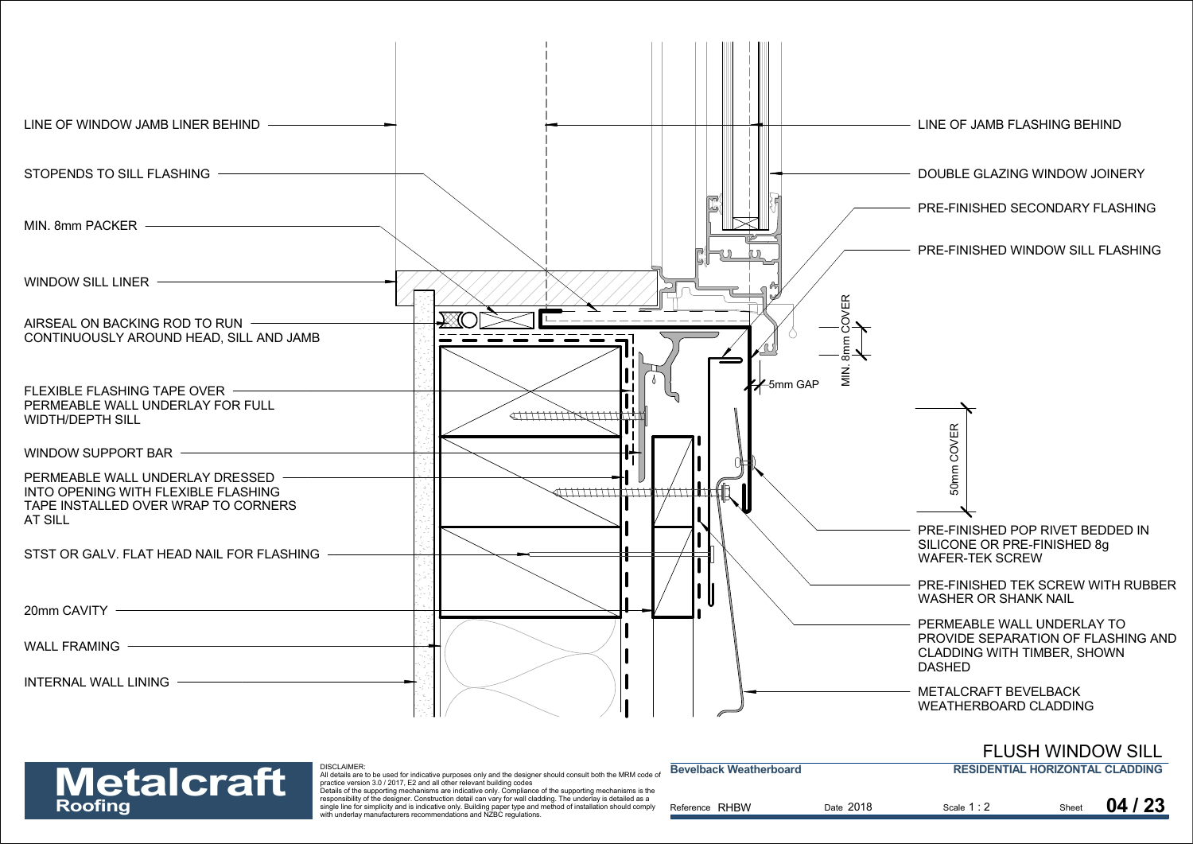LINE OF WINDOW JAMB LINER BEHIND

STOPENDS TO SILL FLASHING

MIN. 8mm PACKER

WINDOW SILL LINER

AIRSEAL ON BACKING ROD TO RUN CONTINUOUSLY AROUND HEAD, SILL AND JAMB

FLEXIBLE FLASHING TAPE OVER PERMEABLE WALL UNDERLAY FOR FULL WIDTH/DEPTH SILL

WINDOW SUPPORT BAR

PERMEABLE WALL UNDERLAY DRESSED INTO OPENING WITH FLEXIBLE FLASHING TAPE INSTALLED OVER WRAP TO CORNERS AT SILL

STST OR GALV. FLAT HEAD NAIL FOR FLASHING

20mm CAVITY

WALL FRAMING

INTERNAL WALL LINING

LINE OF JAMB FLASHING BEHIND

DOUBLE GLAZING WINDOW JOINERY

PRE-FINISHED SECONDARY FLASHING

PRE-FINISHED WINDOW SILL FLASHING

MIN. 8mm COVER

5mm GAP

50mm COVER

PRE-FINISHED POP RIVET BEDDED IN SILICONE OR PRE-FINISHED 8g WAFER-TEK SCREW

PRE-FINISHED TEK SCREW WITH RUBBER WASHER OR SHANK NAIL

PERMEABLE WALL UNDERLAY TO PROVIDE SEPARATION OF FLASHING AND CLADDING WITH TIMBER, SHOWN DASHED

METALCRAFT BEVELBACK WEATHERBOARD CLADDING

**Metalcraft Roofing**

DISCLAIMER:
All details are to be used for indicative purposes only and the designer should consult both the MRM code of practice version 3.0 / 2017, E2 and all other relevant building codes
Details of the supporting mechanisms are indicative only. Compliance of the supporting mechanisms is the responsibility of the designer. Construction detail can vary for wall cladding. The underlay is detailed as a single line for simplicity and is indicative only. Building paper type and method of installation should comply with underlay manufacturers recommendations and NZBC regulations.

# FLUSH WINDOW SILL

**Bevelback Weatherboard** | **RESIDENTIAL HORIZONTAL CLADDING**

Reference RHBW | Date 2018 | Scale 1 : 2 | Sheet **04 / 23**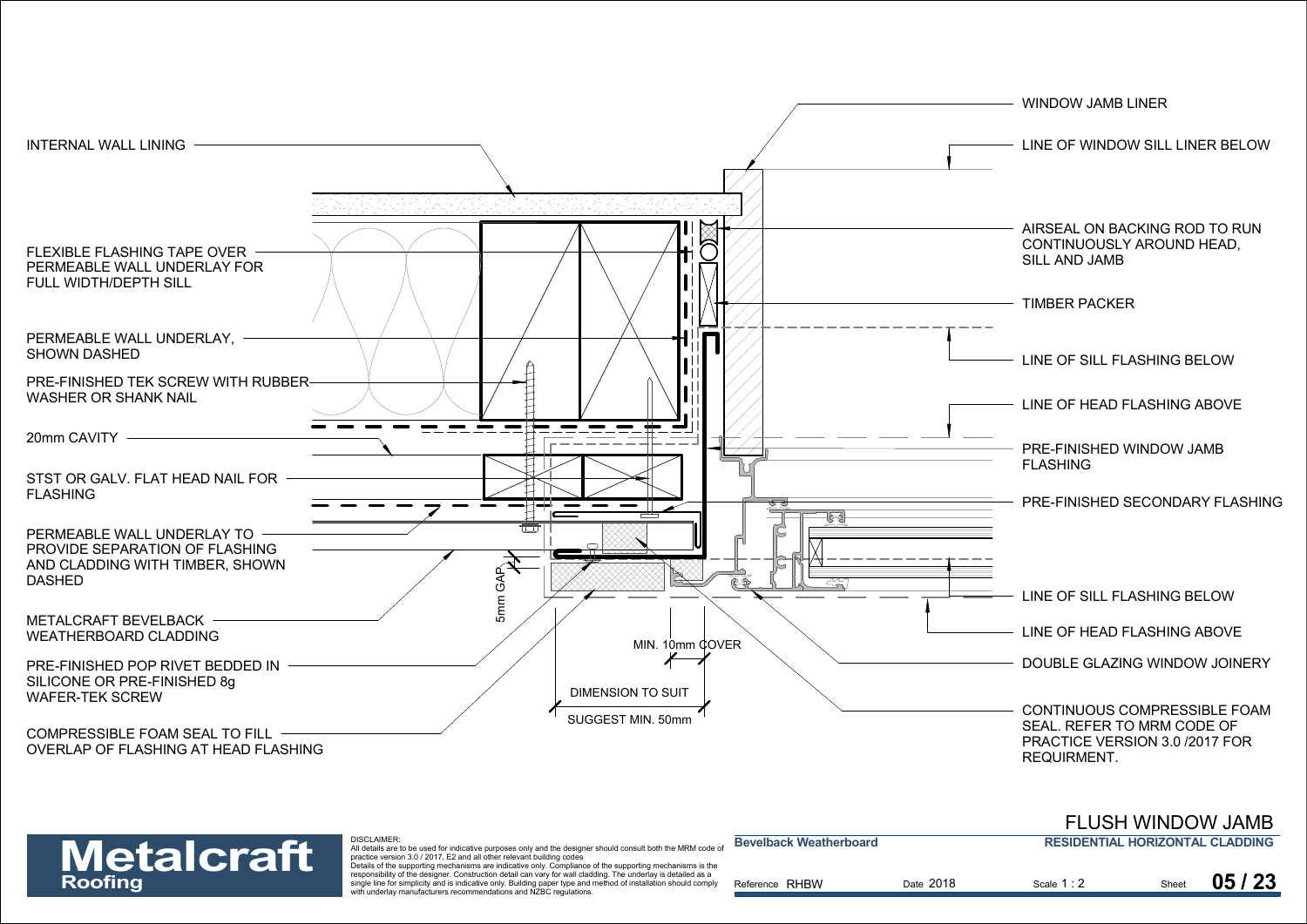WINDOW JAMB LINER

INTERNAL WALL LINING

LINE OF WINDOW SILL LINER BELOW

AIRSEAL ON BACKING ROD TO RUN CONTINUOUSLY AROUND HEAD, SILL AND JAMB

FLEXIBLE FLASHING TAPE OVER PERMEABLE WALL UNDERLAY FOR FULL WIDTH/DEPTH SILL

TIMBER PACKER

PERMEABLE WALL UNDERLAY, SHOWN DASHED

LINE OF SILL FLASHING BELOW

PRE-FINISHED TEK SCREW WITH RUBBER WASHER OR SHANK NAIL

LINE OF HEAD FLASHING ABOVE

20mm CAVITY

PRE-FINISHED WINDOW JAMB FLASHING

STST OR GALV. FLAT HEAD NAIL FOR FLASHING

PRE-FINISHED SECONDARY FLASHING

PERMEABLE WALL UNDERLAY TO PROVIDE SEPARATION OF FLASHING AND CLADDING WITH TIMBER, SHOWN DASHED

5mm GAP

LINE OF SILL FLASHING BELOW

METALCRAFT BEVELBACK WEATHERBOARD CLADDING

LINE OF HEAD FLASHING ABOVE

MIN. 10mm COVER

PRE-FINISHED POP RIVET BEDDED IN SILICONE OR PRE-FINISHED 8g WAFER-TEK SCREW

DOUBLE GLAZING WINDOW JOINERY

DIMENSION TO SUIT

SUGGEST MIN. 50mm

CONTINUOUS COMPRESSIBLE FOAM SEAL. REFER TO MRM CODE OF PRACTICE VERSION 3.0 /2017 FOR REQUIREMENT.

COMPRESSIBLE FOAM SEAL TO FILL OVERLAP OF FLASHING AT HEAD FLASHING

# FLUSH WINDOW JAMB

**Metalcraft Roofing**

DISCLAIMER:
All details are to be used for indicative purposes only and the designer should consult both the MRM code of practice version 3.0 / 2017, E2 and all other relevant building codes
Details of the supporting mechanisms are indicative only. Compliance of the supporting mechanisms is the responsibility of the designer. Construction detail can vary for wall cladding. The underlay is detailed as a single line for simplicity and is indicative only. Building paper type and method of installation should comply with underlay manufacturers recommendations and NZBC regulations.

**Bevelback Weatherboard** | **RESIDENTIAL HORIZONTAL CLADDING**

Reference RHBW | Date 2018 | Scale 1 : 2 | Sheet **05 / 23**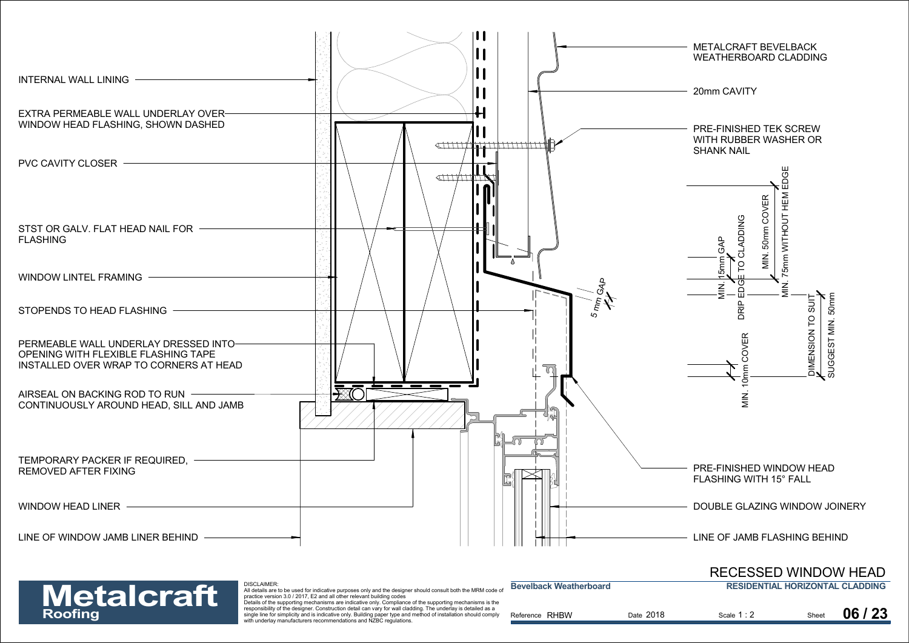INTERNAL WALL LINING

EXTRA PERMEABLE WALL UNDERLAY OVER WINDOW HEAD FLASHING, SHOWN DASHED

PVC CAVITY CLOSER

STST OR GALV. FLAT HEAD NAIL FOR FLASHING

WINDOW LINTEL FRAMING

STOPENDS TO HEAD FLASHING

PERMEABLE WALL UNDERLAY DRESSED INTO OPENING WITH FLEXIBLE FLASHING TAPE INSTALLED OVER WRAP TO CORNERS AT HEAD

AIRSEAL ON BACKING ROD TO RUN CONTINUOUSLY AROUND HEAD, SILL AND JAMB

TEMPORARY PACKER IF REQUIRED, REMOVED AFTER FIXING

WINDOW HEAD LINER

LINE OF WINDOW JAMB LINER BEHIND

METALCRAFT BEVELBACK WEATHERBOARD CLADDING

20mm CAVITY

PRE-FINISHED TEK SCREW WITH RUBBER WASHER OR SHANK NAIL

MIN. 15mm GAP

DRIP EDGE TO CLADDING

MIN. 50mm COVER

MIN. 75mm WITHOUT HEM EDGE

5 mm GAP

DIMENSION TO SUIT

SUGGEST MIN. 50mm

MIN. 10mm COVER

PRE-FINISHED WINDOW HEAD FLASHING WITH 15° FALL

DOUBLE GLAZING WINDOW JOINERY

LINE OF JAMB FLASHING BEHIND

# RECESSED WINDOW HEAD

**Metalcraft Roofing**

DISCLAIMER:
All details are to be used for indicative purposes only and the designer should consult both the MRM code of practice version 3.0 / 2017, E2 and all other relevant building codes
Details of the supporting mechanisms are indicative only. Compliance of the supporting mechanisms is the responsibility of the designer. Construction detail can vary for wall cladding. The underlay is detailed as a single line for simplicity and is indicative only. Building paper type and method of installation should comply with underlay manufacturers recommendations and NZBC regulations.

**Bevelback Weatherboard**

**RESIDENTIAL HORIZONTAL CLADDING**

Reference RHBW | Date 2018 | Scale 1 : 2 | Sheet **06 / 23**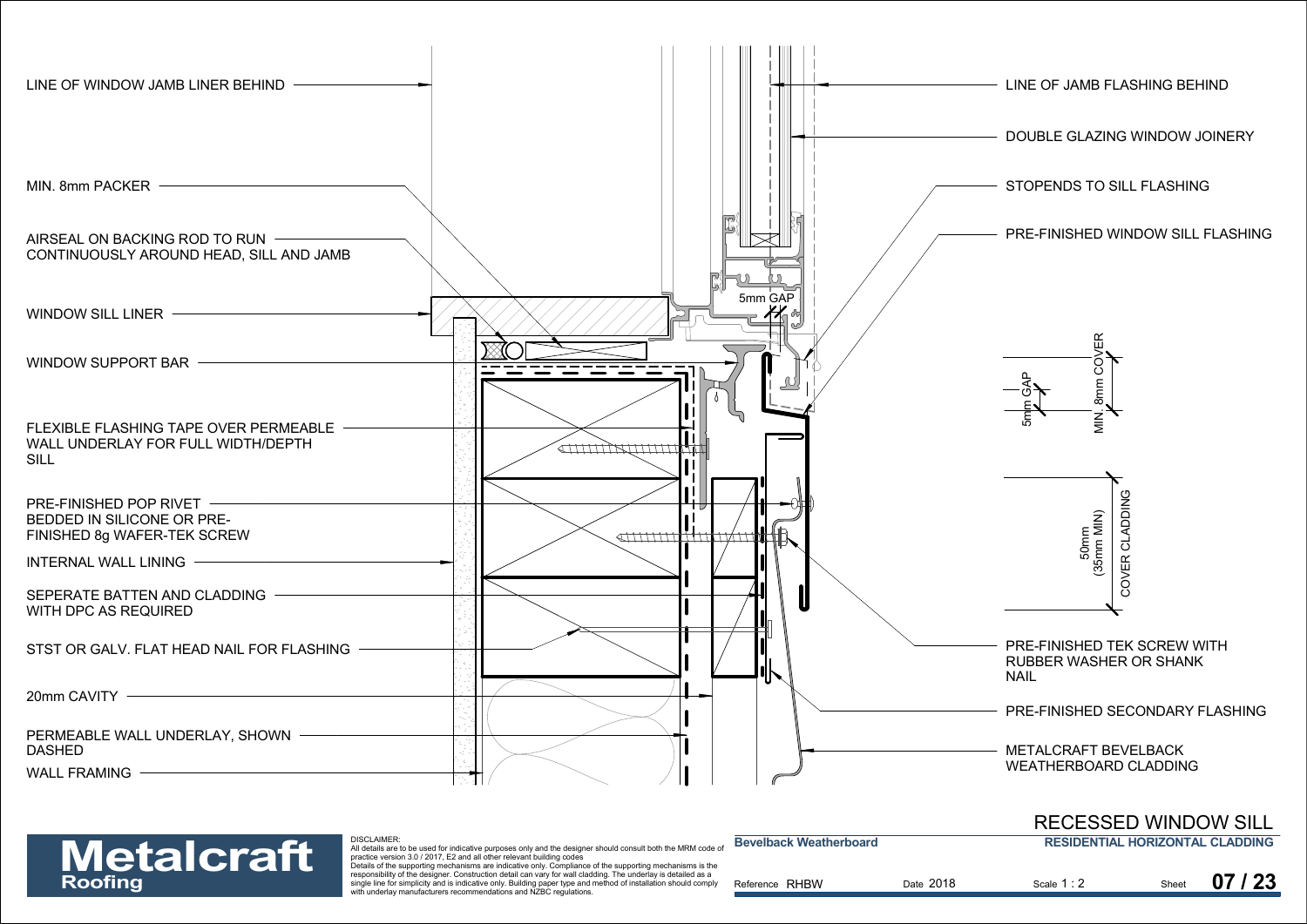LINE OF WINDOW JAMB LINER BEHIND

MIN. 8mm PACKER

AIRSEAL ON BACKING ROD TO RUN CONTINUOUSLY AROUND HEAD, SILL AND JAMB

WINDOW SILL LINER

WINDOW SUPPORT BAR

FLEXIBLE FLASHING TAPE OVER PERMEABLE WALL UNDERLAY FOR FULL WIDTH/DEPTH SILL

PRE-FINISHED POP RIVET BEDDED IN SILICONE OR PRE-FINISHED 8g WAFER-TEK SCREW

INTERNAL WALL LINING

SEPERATE BATTEN AND CLADDING WITH DPC AS REQUIRED

STST OR GALV. FLAT HEAD NAIL FOR FLASHING

20mm CAVITY

PERMEABLE WALL UNDERLAY, SHOWN DASHED

WALL FRAMING

LINE OF JAMB FLASHING BEHIND

DOUBLE GLAZING WINDOW JOINERY

STOPENDS TO SILL FLASHING

PRE-FINISHED WINDOW SILL FLASHING

5mm GAP

5mm GAP

MIN. 8mm COVER

50mm (35mm MIN) COVER CLADDING

PRE-FINISHED TEK SCREW WITH RUBBER WASHER OR SHANK NAIL

PRE-FINISHED SECONDARY FLASHING

METALCRAFT BEVELBACK WEATHERBOARD CLADDING

**Metalcraft Roofing**

DISCLAIMER:
All details are to be used for indicative purposes only and the designer should consult both the MRM code of practice version 3.0 / 2017, E2 and all other relevant building codes
Details of the supporting mechanisms are indicative only. Compliance of the supporting mechanisms is the responsibility of the designer. Construction detail can vary for wall cladding. The underlay is detailed as a single line for simplicity and is indicative only. Building paper type and method of installation should comply with underlay manufacturers recommendations and NZBC regulations.

# RECESSED WINDOW SILL

**Bevelback Weatherboard** | **RESIDENTIAL HORIZONTAL CLADDING**

Reference RHBW | Date 2018 | Scale 1 : 2 | Sheet **07 / 23**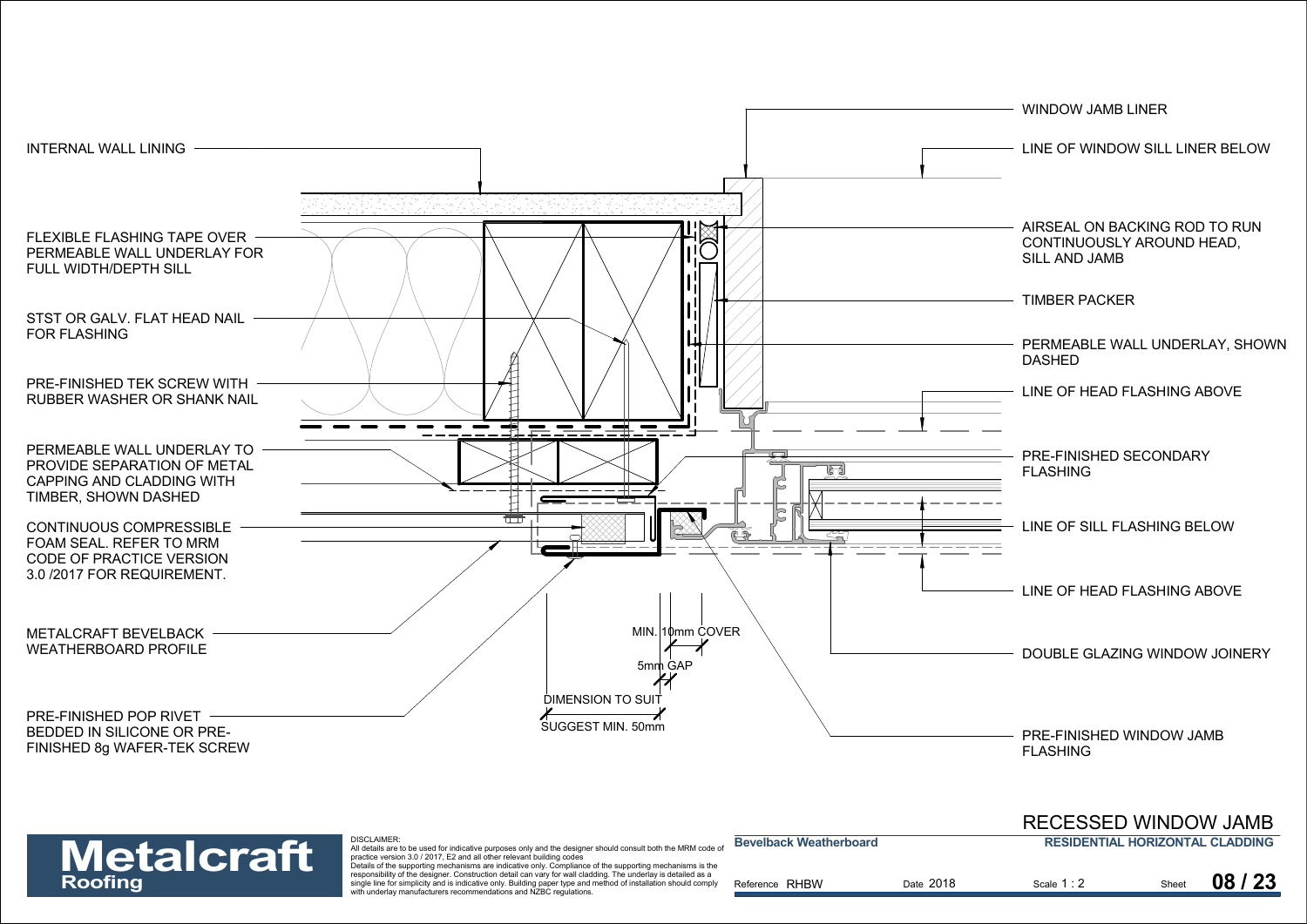# RECESSED WINDOW JAMB

**RESIDENTIAL HORIZONTAL CLADDING**

INTERNAL WALL LINING

FLEXIBLE FLASHING TAPE OVER PERMEABLE WALL UNDERLAY FOR FULL WIDTH/DEPTH SILL

STST OR GALV. FLAT HEAD NAIL FOR FLASHING

PRE-FINISHED TEK SCREW WITH RUBBER WASHER OR SHANK NAIL

PERMEABLE WALL UNDERLAY TO PROVIDE SEPARATION OF METAL CAPPING AND CLADDING WITH TIMBER, SHOWN DASHED

CONTINUOUS COMPRESSIBLE FOAM SEAL. REFER TO MRM CODE OF PRACTICE VERSION 3.0 /2017 FOR REQUIREMENT.

METALCRAFT BEVELBACK WEATHERBOARD PROFILE

PRE-FINISHED POP RIVET BEDDED IN SILICONE OR PRE-FINISHED 8g WAFER-TEK SCREW

MIN. 10mm COVER

5mm GAP

DIMENSION TO SUIT

SUGGEST MIN. 50mm

WINDOW JAMB LINER

LINE OF WINDOW SILL LINER BELOW

AIRSEAL ON BACKING ROD TO RUN CONTINUOUSLY AROUND HEAD, SILL AND JAMB

TIMBER PACKER

PERMEABLE WALL UNDERLAY, SHOWN DASHED

LINE OF HEAD FLASHING ABOVE

PRE-FINISHED SECONDARY FLASHING

LINE OF SILL FLASHING BELOW

LINE OF HEAD FLASHING ABOVE

DOUBLE GLAZING WINDOW JOINERY

PRE-FINISHED WINDOW JAMB FLASHING

**Metalcraft Roofing**

DISCLAIMER:
All details are to be used for indicative purposes only and the designer should consult both the MRM code of practice version 3.0 / 2017, E2 and all other relevant building codes
Details of the supporting mechanisms are indicative only. Compliance of the supporting mechanisms is the responsibility of the designer. Construction detail can vary for wall cladding. The underlay is detailed as a single line for simplicity and is indicative only. Building paper type and method of installation should comply with underlay manufacturers recommendations and NZBC regulations.

| **Bevelback Weatherboard** | | | |
|---|---|---|---|
| Reference RHBW | Date 2018 | Scale 1 : 2 | Sheet **08 / 23** |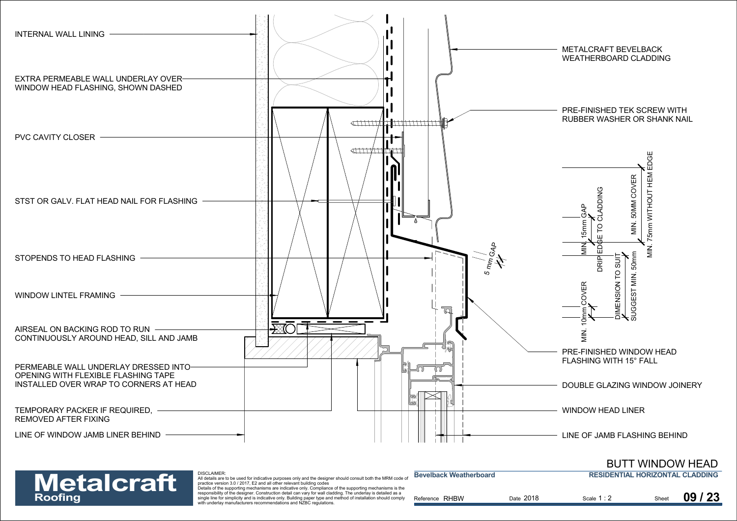INTERNAL WALL LINING

EXTRA PERMEABLE WALL UNDERLAY OVER WINDOW HEAD FLASHING, SHOWN DASHED

PVC CAVITY CLOSER

STST OR GALV. FLAT HEAD NAIL FOR FLASHING

STOPENDS TO HEAD FLASHING

WINDOW LINTEL FRAMING

AIRSEAL ON BACKING ROD TO RUN CONTINUOUSLY AROUND HEAD, SILL AND JAMB

PERMEABLE WALL UNDERLAY DRESSED INTO OPENING WITH FLEXIBLE FLASHING TAPE INSTALLED OVER WRAP TO CORNERS AT HEAD

TEMPORARY PACKER IF REQUIRED, REMOVED AFTER FIXING

LINE OF WINDOW JAMB LINER BEHIND

METALCRAFT BEVELBACK WEATHERBOARD CLADDING

PRE-FINISHED TEK SCREW WITH RUBBER WASHER OR SHANK NAIL

5 mm GAP

MIN. 15mm GAP

DRIP EDGE TO CLADDING

MIN. 50MM COVER

MIN. 75mm WITHOUT HEM EDGE

DIMENSION TO SUIT

SUGGEST MIN. 50mm

MIN. 10mm COVER

PRE-FINISHED WINDOW HEAD FLASHING WITH 15° FALL

DOUBLE GLAZING WINDOW JOINERY

WINDOW HEAD LINER

LINE OF JAMB FLASHING BEHIND

# BUTT WINDOW HEAD

**Metalcraft Roofing**

DISCLAIMER:
All details are to be used for indicative purposes only and the designer should consult both the MRM code of practice version 3.0 / 2017, E2 and all other relevant building codes
Details of the supporting mechanisms are indicative only. Compliance of the supporting mechanisms is the responsibility of the designer. Construction detail can vary for wall cladding. The underlay is detailed as a single line for simplicity and is indicative only. Building paper type and method of installation should comply with underlay manufacturers recommendations and NZBC regulations.

| **Bevelback Weatherboard** | | **RESIDENTIAL HORIZONTAL CLADDING** | |
|---|---|---|---|
| Reference RHBW | Date 2018 | Scale 1 : 2 | Sheet **09 / 23** |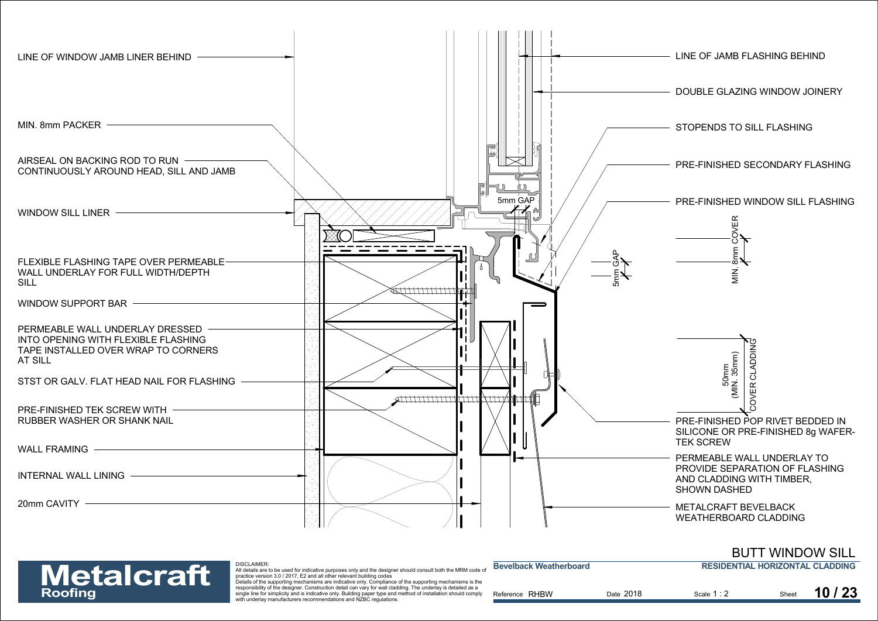LINE OF WINDOW JAMB LINER BEHIND

MIN. 8mm PACKER

AIRSEAL ON BACKING ROD TO RUN CONTINUOUSLY AROUND HEAD, SILL AND JAMB

WINDOW SILL LINER

FLEXIBLE FLASHING TAPE OVER PERMEABLE WALL UNDERLAY FOR FULL WIDTH/DEPTH SILL

WINDOW SUPPORT BAR

PERMEABLE WALL UNDERLAY DRESSED INTO OPENING WITH FLEXIBLE FLASHING TAPE INSTALLED OVER WRAP TO CORNERS AT SILL

STST OR GALV. FLAT HEAD NAIL FOR FLASHING

PRE-FINISHED TEK SCREW WITH RUBBER WASHER OR SHANK NAIL

WALL FRAMING

INTERNAL WALL LINING

20mm CAVITY

5mm GAP

5mm GAP

LINE OF JAMB FLASHING BEHIND

DOUBLE GLAZING WINDOW JOINERY

STOPENDS TO SILL FLASHING

PRE-FINISHED SECONDARY FLASHING

PRE-FINISHED WINDOW SILL FLASHING

MIN. 8mm COVER

50mm (MIN. 35mm) COVER CLADDING

PRE-FINISHED POP RIVET BEDDED IN SILICONE OR PRE-FINISHED 8g WAFER-TEK SCREW

PERMEABLE WALL UNDERLAY TO PROVIDE SEPARATION OF FLASHING AND CLADDING WITH TIMBER, SHOWN DASHED

METALCRAFT BEVELBACK WEATHERBOARD CLADDING

# BUTT WINDOW SILL

**Metalcraft Roofing**

DISCLAIMER:
All details are to be used for indicative purposes only and the designer should consult both the MRM code of practice version 3.0 / 2017, E2 and all other relevant building codes
Details of the supporting mechanisms are indicative only. Compliance of the supporting mechanisms is the responsibility of the designer. Construction detail can vary for wall cladding. The underlay is detailed as a single line for simplicity and is indicative only. Building paper type and method of installation should comply with underlay manufacturers recommendations and NZBC regulations.

**Bevelback Weatherboard** | **RESIDENTIAL HORIZONTAL CLADDING**

Reference RHBW | Date 2018 | Scale 1 : 2 | Sheet **10 / 23**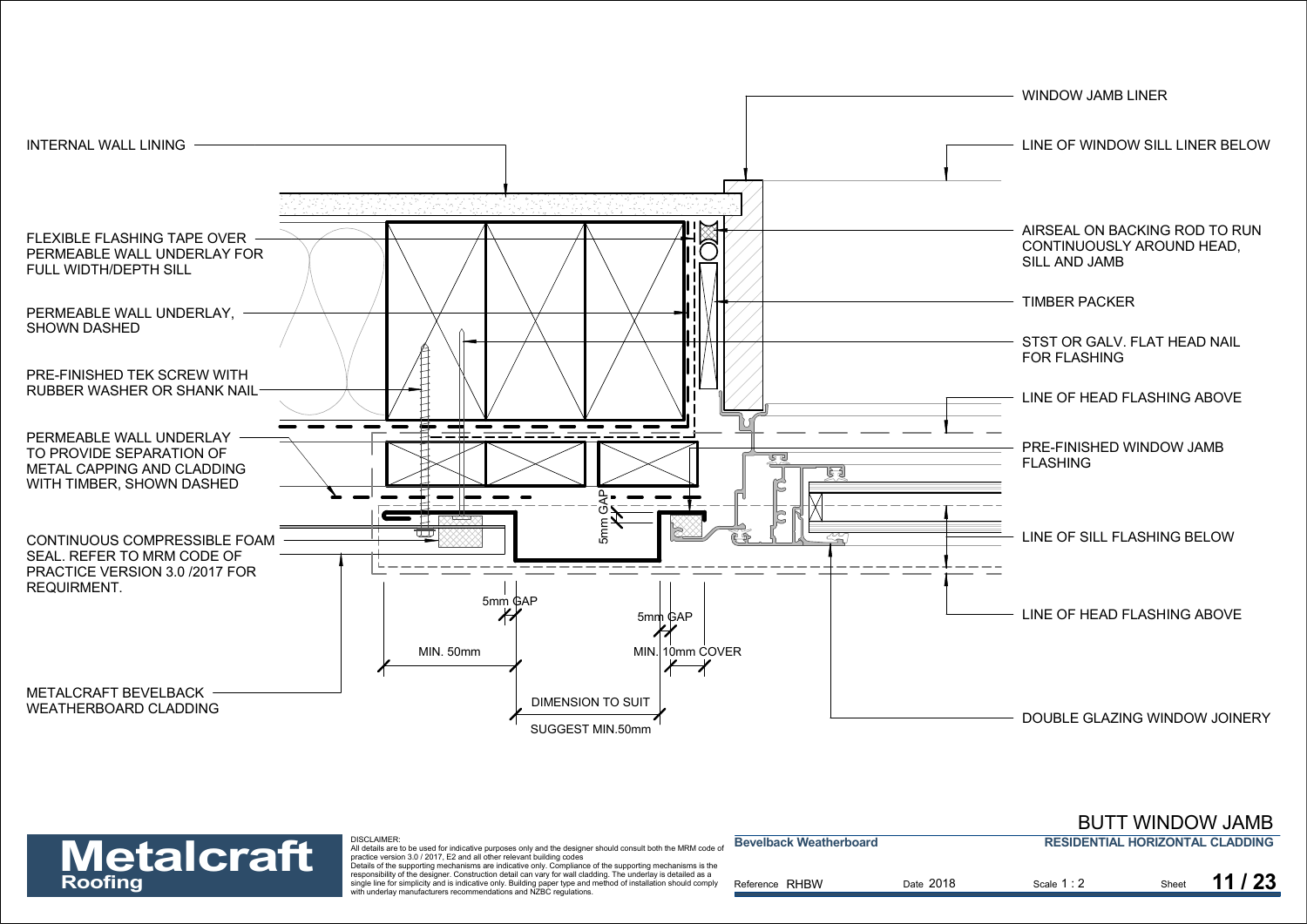# BUTT WINDOW JAMB

WINDOW JAMB LINER

INTERNAL WALL LINING

LINE OF WINDOW SILL LINER BELOW

FLEXIBLE FLASHING TAPE OVER PERMEABLE WALL UNDERLAY FOR FULL WIDTH/DEPTH SILL

AIRSEAL ON BACKING ROD TO RUN CONTINUOUSLY AROUND HEAD, SILL AND JAMB

PERMEABLE WALL UNDERLAY, SHOWN DASHED

TIMBER PACKER

STST OR GALV. FLAT HEAD NAIL FOR FLASHING

PRE-FINISHED TEK SCREW WITH RUBBER WASHER OR SHANK NAIL

LINE OF HEAD FLASHING ABOVE

PERMEABLE WALL UNDERLAY TO PROVIDE SEPARATION OF METAL CAPPING AND CLADDING WITH TIMBER, SHOWN DASHED

PRE-FINISHED WINDOW JAMB FLASHING

5mm GAP

CONTINUOUS COMPRESSIBLE FOAM SEAL. REFER TO MRM CODE OF PRACTICE VERSION 3.0 /2017 FOR REQUIRMENT.

LINE OF SILL FLASHING BELOW

5mm GAP

5mm GAP

LINE OF HEAD FLASHING ABOVE

MIN. 50mm

MIN. 10mm COVER

METALCRAFT BEVELBACK WEATHERBOARD CLADDING

DIMENSION TO SUIT

SUGGEST MIN.50mm

DOUBLE GLAZING WINDOW JOINERY

**Metalcraft Roofing**

DISCLAIMER:
All details are to be used for indicative purposes only and the designer should consult both the MRM code of practice version 3.0 / 2017, E2 and all other relevant building codes
Details of the supporting mechanisms are indicative only. Compliance of the supporting mechanisms is the responsibility of the designer. Construction detail can vary for wall cladding. The underlay is detailed as a single line for simplicity and is indicative only. Building paper type and method of installation should comply with underlay manufacturers recommendations and NZBC regulations.

| Bevelback Weatherboard | | RESIDENTIAL HORIZONTAL CLADDING | |
|---|---|---|---|
| Reference RHBW | Date 2018 | Scale 1 : 2 | Sheet 11 / 23 |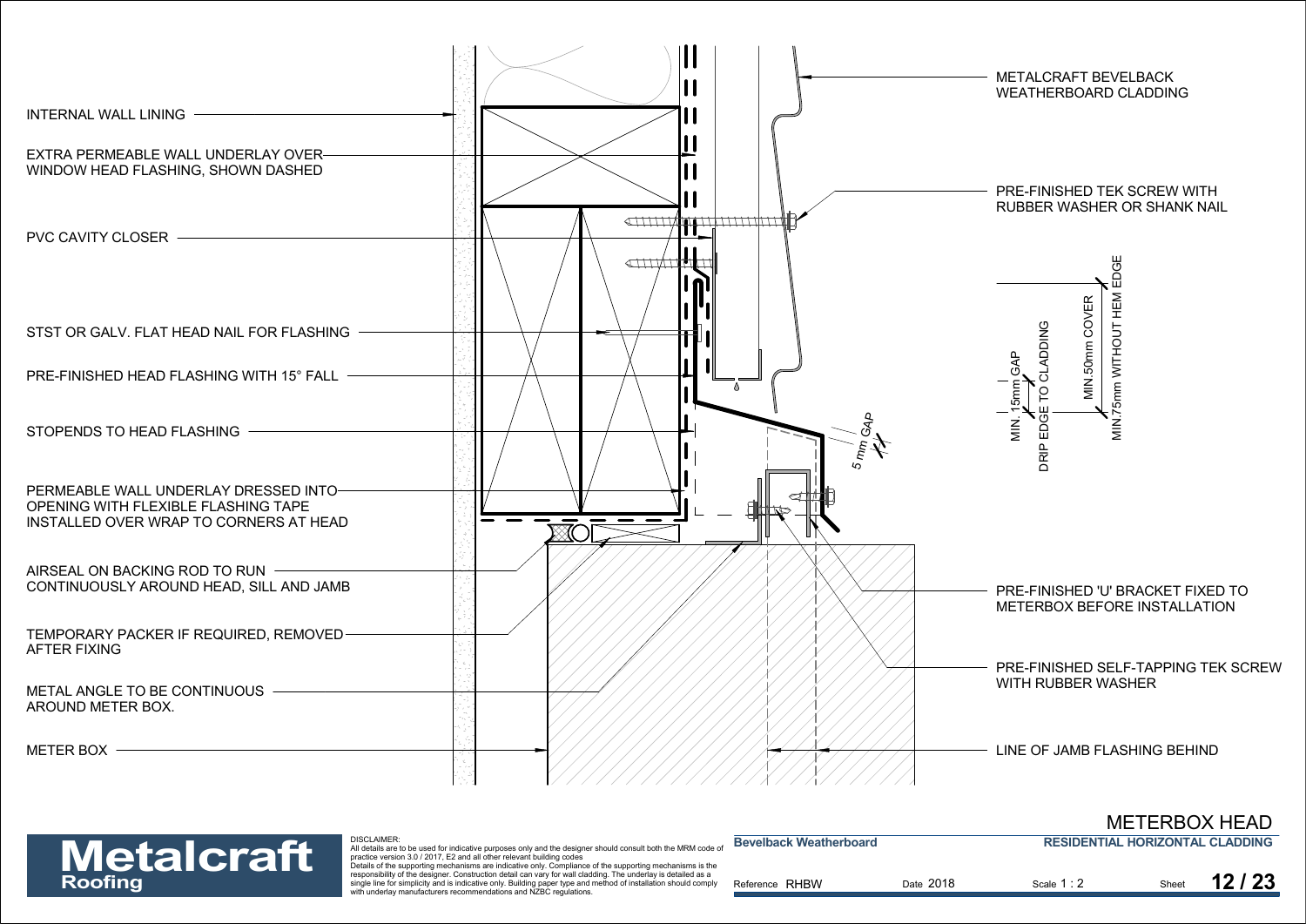# METERBOX HEAD

INTERNAL WALL LINING

EXTRA PERMEABLE WALL UNDERLAY OVER WINDOW HEAD FLASHING, SHOWN DASHED

PVC CAVITY CLOSER

STST OR GALV. FLAT HEAD NAIL FOR FLASHING

PRE-FINISHED HEAD FLASHING WITH 15° FALL

STOPENDS TO HEAD FLASHING

PERMEABLE WALL UNDERLAY DRESSED INTO OPENING WITH FLEXIBLE FLASHING TAPE INSTALLED OVER WRAP TO CORNERS AT HEAD

AIRSEAL ON BACKING ROD TO RUN CONTINUOUSLY AROUND HEAD, SILL AND JAMB

TEMPORARY PACKER IF REQUIRED, REMOVED AFTER FIXING

METAL ANGLE TO BE CONTINUOUS AROUND METER BOX.

METER BOX

METALCRAFT BEVELBACK WEATHERBOARD CLADDING

PRE-FINISHED TEK SCREW WITH RUBBER WASHER OR SHANK NAIL

MIN. 15mm GAP

DRIP EDGE TO CLADDING

MIN.50mm COVER

MIN.75mm WITHOUT HEM EDGE

5 mm GAP

PRE-FINISHED 'U' BRACKET FIXED TO METERBOX BEFORE INSTALLATION

PRE-FINISHED SELF-TAPPING TEK SCREW WITH RUBBER WASHER

LINE OF JAMB FLASHING BEHIND

**Metalcraft Roofing**

DISCLAIMER:
All details are to be used for indicative purposes only and the designer should consult both the MRM code of practice version 3.0 / 2017, E2 and all other relevant building codes
Details of the supporting mechanisms are indicative only. Compliance of the supporting mechanisms is the responsibility of the designer. Construction detail can vary for wall cladding. The underlay is detailed as a single line for simplicity and is indicative only. Building paper type and method of installation should comply with underlay manufacturers recommendations and NZBC regulations.

**Bevelback Weatherboard** | **RESIDENTIAL HORIZONTAL CLADDING**

Reference RHBW | Date 2018 | Scale 1 : 2 | Sheet **12 / 23**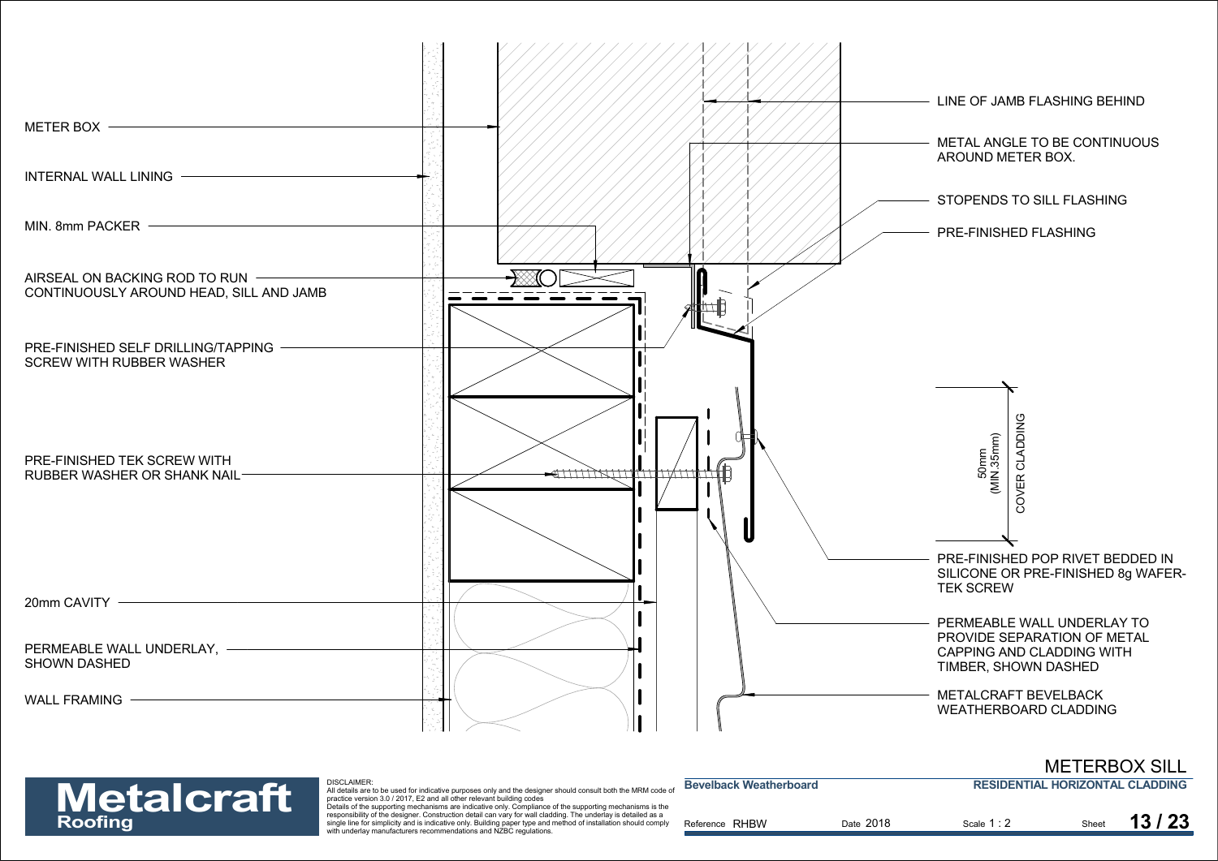METER BOX

INTERNAL WALL LINING

MIN. 8mm PACKER

AIRSEAL ON BACKING ROD TO RUN CONTINUOUSLY AROUND HEAD, SILL AND JAMB

PRE-FINISHED SELF DRILLING/TAPPING SCREW WITH RUBBER WASHER

PRE-FINISHED TEK SCREW WITH RUBBER WASHER OR SHANK NAIL

20mm CAVITY

PERMEABLE WALL UNDERLAY, SHOWN DASHED

WALL FRAMING

LINE OF JAMB FLASHING BEHIND

METAL ANGLE TO BE CONTINUOUS AROUND METER BOX.

STOPENDS TO SILL FLASHING

PRE-FINISHED FLASHING

50mm (MIN.35mm) COVER CLADDING

PRE-FINISHED POP RIVET BEDDED IN SILICONE OR PRE-FINISHED 8g WAFER-TEK SCREW

PERMEABLE WALL UNDERLAY TO PROVIDE SEPARATION OF METAL CAPPING AND CLADDING WITH TIMBER, SHOWN DASHED

METALCRAFT BEVELBACK WEATHERBOARD CLADDING

# METERBOX SILL

**Metalcraft Roofing**

DISCLAIMER:
All details are to be used for indicative purposes only and the designer should consult both the MRM code of practice version 3.0 / 2017, E2 and all other relevant building codes
Details of the supporting mechanisms are indicative only. Compliance of the supporting mechanisms is the responsibility of the designer. Construction detail can vary for wall cladding. The underlay is detailed as a single line for simplicity and is indicative only. Building paper type and method of installation should comply with underlay manufacturers recommendations and NZBC regulations.

| Bevelback Weatherboard | | RESIDENTIAL HORIZONTAL CLADDING | |
|---|---|---|---|
| Reference RHBW | Date 2018 | Scale 1 : 2 | Sheet 13 / 23 |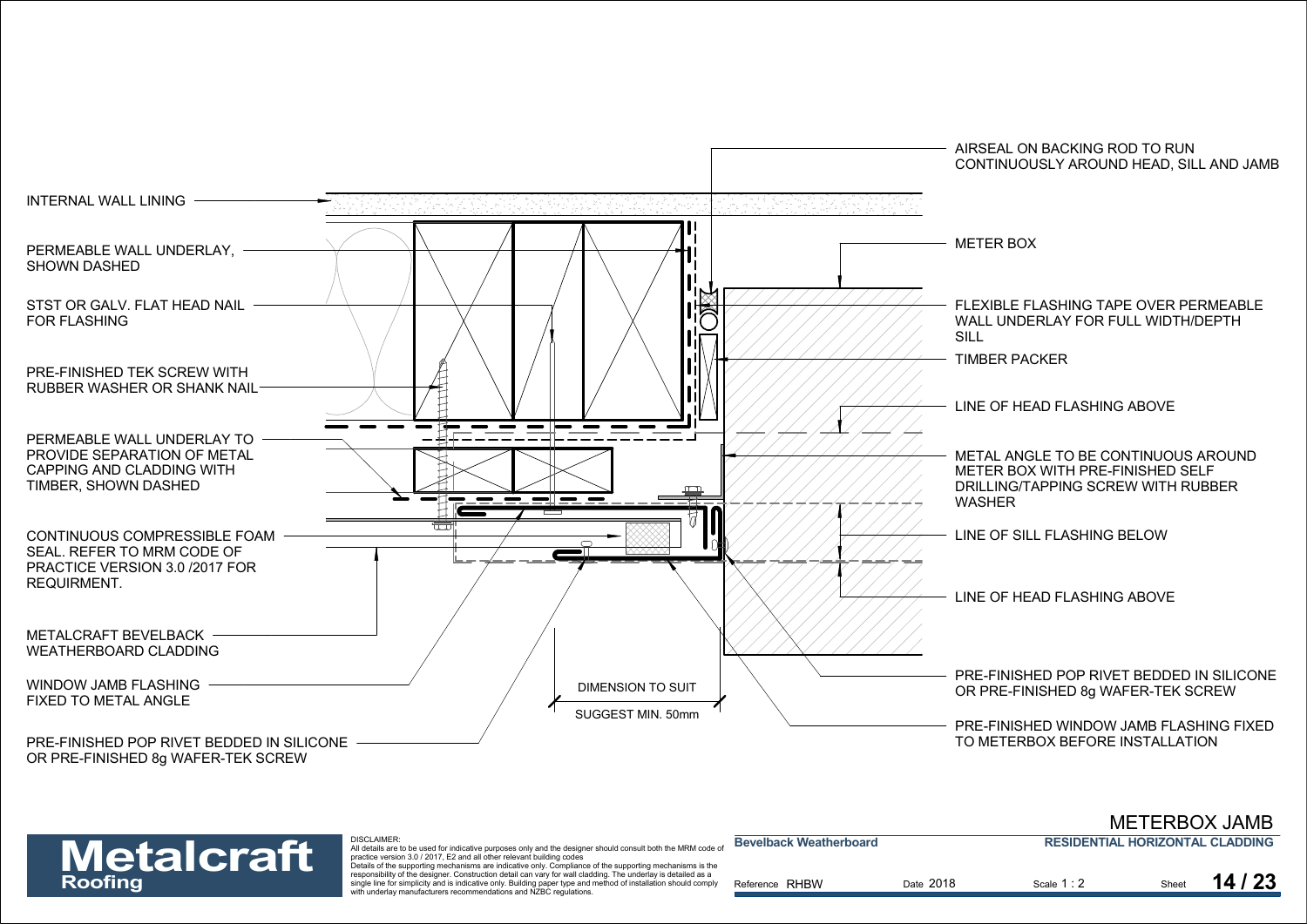INTERNAL WALL LINING

PERMEABLE WALL UNDERLAY, SHOWN DASHED

STST OR GALV. FLAT HEAD NAIL FOR FLASHING

PRE-FINISHED TEK SCREW WITH RUBBER WASHER OR SHANK NAIL

PERMEABLE WALL UNDERLAY TO PROVIDE SEPARATION OF METAL CAPPING AND CLADDING WITH TIMBER, SHOWN DASHED

CONTINUOUS COMPRESSIBLE FOAM SEAL. REFER TO MRM CODE OF PRACTICE VERSION 3.0 /2017 FOR REQUIRMENT.

METALCRAFT BEVELBACK WEATHERBOARD CLADDING

WINDOW JAMB FLASHING FIXED TO METAL ANGLE

PRE-FINISHED POP RIVET BEDDED IN SILICONE OR PRE-FINISHED 8g WAFER-TEK SCREW

DIMENSION TO SUIT

SUGGEST MIN. 50mm

AIRSEAL ON BACKING ROD TO RUN CONTINUOUSLY AROUND HEAD, SILL AND JAMB

METER BOX

FLEXIBLE FLASHING TAPE OVER PERMEABLE WALL UNDERLAY FOR FULL WIDTH/DEPTH SILL

TIMBER PACKER

LINE OF HEAD FLASHING ABOVE

METAL ANGLE TO BE CONTINUOUS AROUND METER BOX WITH PRE-FINISHED SELF DRILLING/TAPPING SCREW WITH RUBBER WASHER

LINE OF SILL FLASHING BELOW

LINE OF HEAD FLASHING ABOVE

PRE-FINISHED POP RIVET BEDDED IN SILICONE OR PRE-FINISHED 8g WAFER-TEK SCREW

PRE-FINISHED WINDOW JAMB FLASHING FIXED TO METERBOX BEFORE INSTALLATION

# METERBOX JAMB

**Metalcraft Roofing**

DISCLAIMER:
All details are to be used for indicative purposes only and the designer should consult both the MRM code of practice version 3.0 / 2017, E2 and all other relevant building codes
Details of the supporting mechanisms are indicative only. Compliance of the supporting mechanisms is the responsibility of the designer. Construction detail can vary for wall cladding. The underlay is detailed as a single line for simplicity and is indicative only. Building paper type and method of installation should comply with underlay manufacturers recommendations and NZBC regulations.

**Bevelback Weatherboard** | **RESIDENTIAL HORIZONTAL CLADDING**

Reference RHBW | Date 2018 | Scale 1 : 2 | Sheet **14 / 23**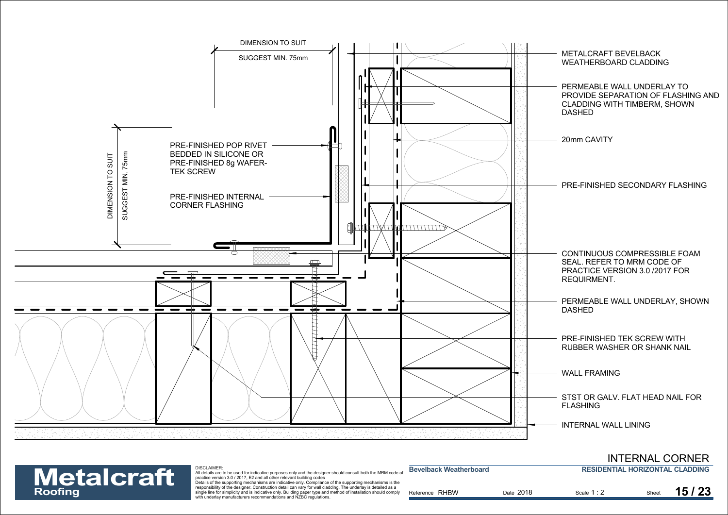DIMENSION TO SUIT

SUGGEST MIN. 75mm

DIMENSION TO SUIT

SUGGEST MIN. 75mm

PRE-FINISHED POP RIVET BEDDED IN SILICONE OR PRE-FINISHED 8g WAFER-TEK SCREW

PRE-FINISHED INTERNAL CORNER FLASHING

METALCRAFT BEVELBACK WEATHERBOARD CLADDING

PERMEABLE WALL UNDERLAY TO PROVIDE SEPARATION OF FLASHING AND CLADDING WITH TIMBERM, SHOWN DASHED

20mm CAVITY

PRE-FINISHED SECONDARY FLASHING

CONTINUOUS COMPRESSIBLE FOAM SEAL. REFER TO MRM CODE OF PRACTICE VERSION 3.0 /2017 FOR REQUIRMENT.

PERMEABLE WALL UNDERLAY, SHOWN DASHED

PRE-FINISHED TEK SCREW WITH RUBBER WASHER OR SHANK NAIL

WALL FRAMING

STST OR GALV. FLAT HEAD NAIL FOR FLASHING

INTERNAL WALL LINING

# INTERNAL CORNER

**Metalcraft Roofing**

DISCLAIMER:
All details are to be used for indicative purposes only and the designer should consult both the MRM code of practice version 3.0 / 2017, E2 and all other relevant building codes
Details of the supporting mechanisms are indicative only. Compliance of the supporting mechanisms is the responsibility of the designer. Construction detail can vary for wall cladding. The underlay is detailed as a single line for simplicity and is indicative only. Building paper type and method of installation should comply with underlay manufacturers recommendations and NZBC regulations.

**Bevelback Weatherboard**

**RESIDENTIAL HORIZONTAL CLADDING**

Reference RHBW | Date 2018 | Scale 1 : 2 | Sheet **15 / 23**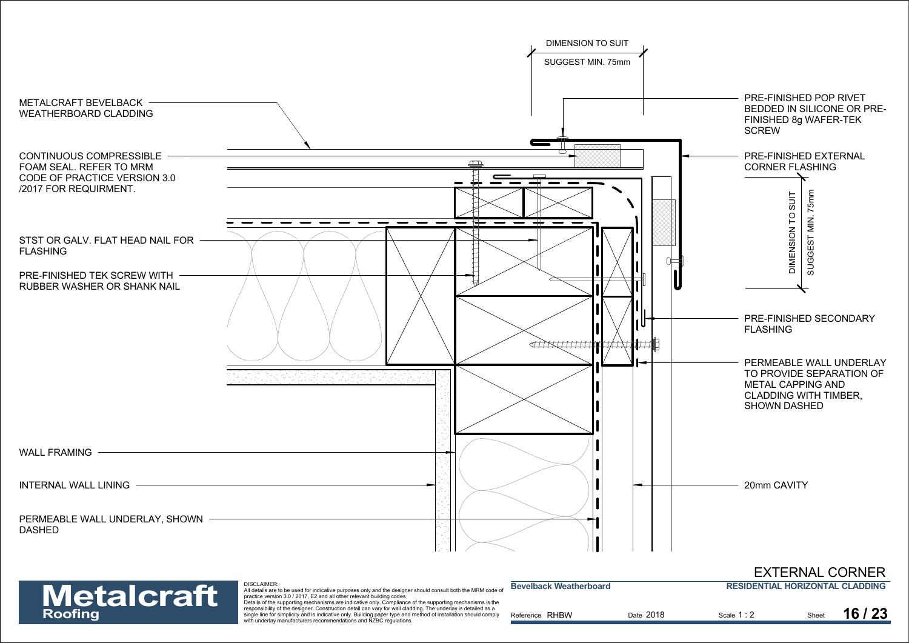DIMENSION TO SUIT

SUGGEST MIN. 75mm

METALCRAFT BEVELBACK WEATHERBOARD CLADDING

CONTINUOUS COMPRESSIBLE FOAM SEAL. REFER TO MRM CODE OF PRACTICE VERSION 3.0 /2017 FOR REQUIRMENT.

STST OR GALV. FLAT HEAD NAIL FOR FLASHING

PRE-FINISHED TEK SCREW WITH RUBBER WASHER OR SHANK NAIL

WALL FRAMING

INTERNAL WALL LINING

PERMEABLE WALL UNDERLAY, SHOWN DASHED

PRE-FINISHED POP RIVET BEDDED IN SILICONE OR PRE-FINISHED 8g WAFER-TEK SCREW

PRE-FINISHED EXTERNAL CORNER FLASHING

DIMENSION TO SUIT

SUGGEST MIN. 75mm

PRE-FINISHED SECONDARY FLASHING

PERMEABLE WALL UNDERLAY TO PROVIDE SEPARATION OF METAL CAPPING AND CLADDING WITH TIMBER, SHOWN DASHED

20mm CAVITY

**Metalcraft Roofing**

DISCLAIMER:
All details are to be used for indicative purposes only and the designer should consult both the MRM code of practice version 3.0 / 2017, E2 and all other relevant building codes
Details of the supporting mechanisms are indicative only. Compliance of the supporting mechanisms is the responsibility of the designer. Construction detail can vary for wall cladding. The underlay is detailed as a single line for simplicity and is indicative only. Building paper type and method of installation should comply with underlay manufacturers recommendations and NZBC regulations.

# EXTERNAL CORNER

**Bevelback Weatherboard** — **RESIDENTIAL HORIZONTAL CLADDING**

Reference RHBW — Date 2018 — Scale 1 : 2 — Sheet **16 / 23**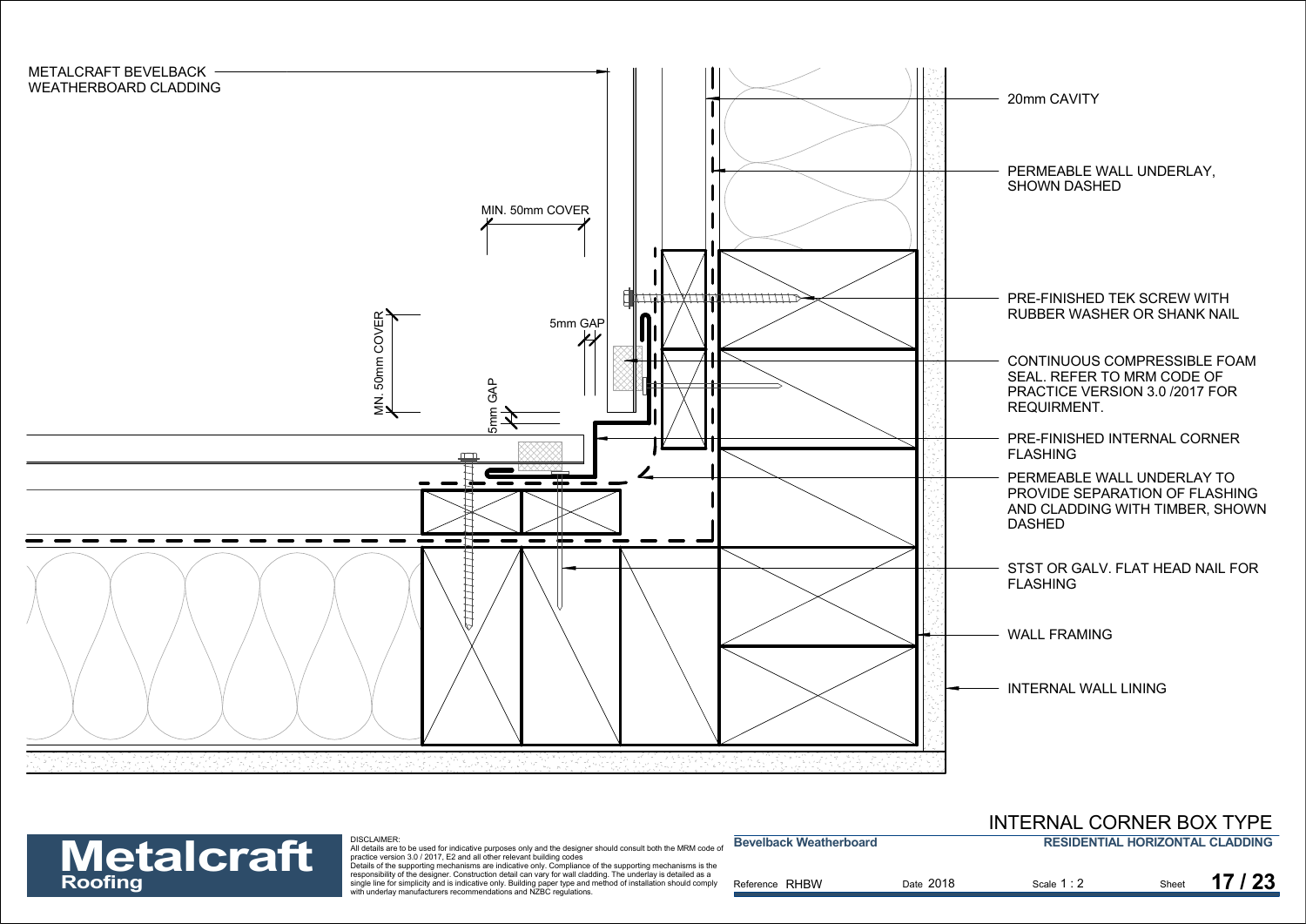METALCRAFT BEVELBACK WEATHERBOARD CLADDING

MIN. 50mm COVER

5mm GAP

MN. 50mm COVER

5mm GAP

20mm CAVITY

PERMEABLE WALL UNDERLAY, SHOWN DASHED

PRE-FINISHED TEK SCREW WITH RUBBER WASHER OR SHANK NAIL

CONTINUOUS COMPRESSIBLE FOAM SEAL. REFER TO MRM CODE OF PRACTICE VERSION 3.0 /2017 FOR REQUIRMENT.

PRE-FINISHED INTERNAL CORNER FLASHING

PERMEABLE WALL UNDERLAY TO PROVIDE SEPARATION OF FLASHING AND CLADDING WITH TIMBER, SHOWN DASHED

STST OR GALV. FLAT HEAD NAIL FOR FLASHING

WALL FRAMING

INTERNAL WALL LINING

# INTERNAL CORNER BOX TYPE

**Metalcraft Roofing**

DISCLAIMER:
All details are to be used for indicative purposes only and the designer should consult both the MRM code of practice version 3.0 / 2017, E2 and all other relevant building codes
Details of the supporting mechanisms are indicative only. Compliance of the supporting mechanisms is the responsibility of the designer. Construction detail can vary for wall cladding. The underlay is detailed as a single line for simplicity and is indicative only. Building paper type and method of installation should comply with underlay manufacturers recommendations and NZBC regulations.

**Bevelback Weatherboard** | **RESIDENTIAL HORIZONTAL CLADDING**

Reference RHBW | Date 2018 | Scale 1 : 2 | Sheet **17 / 23**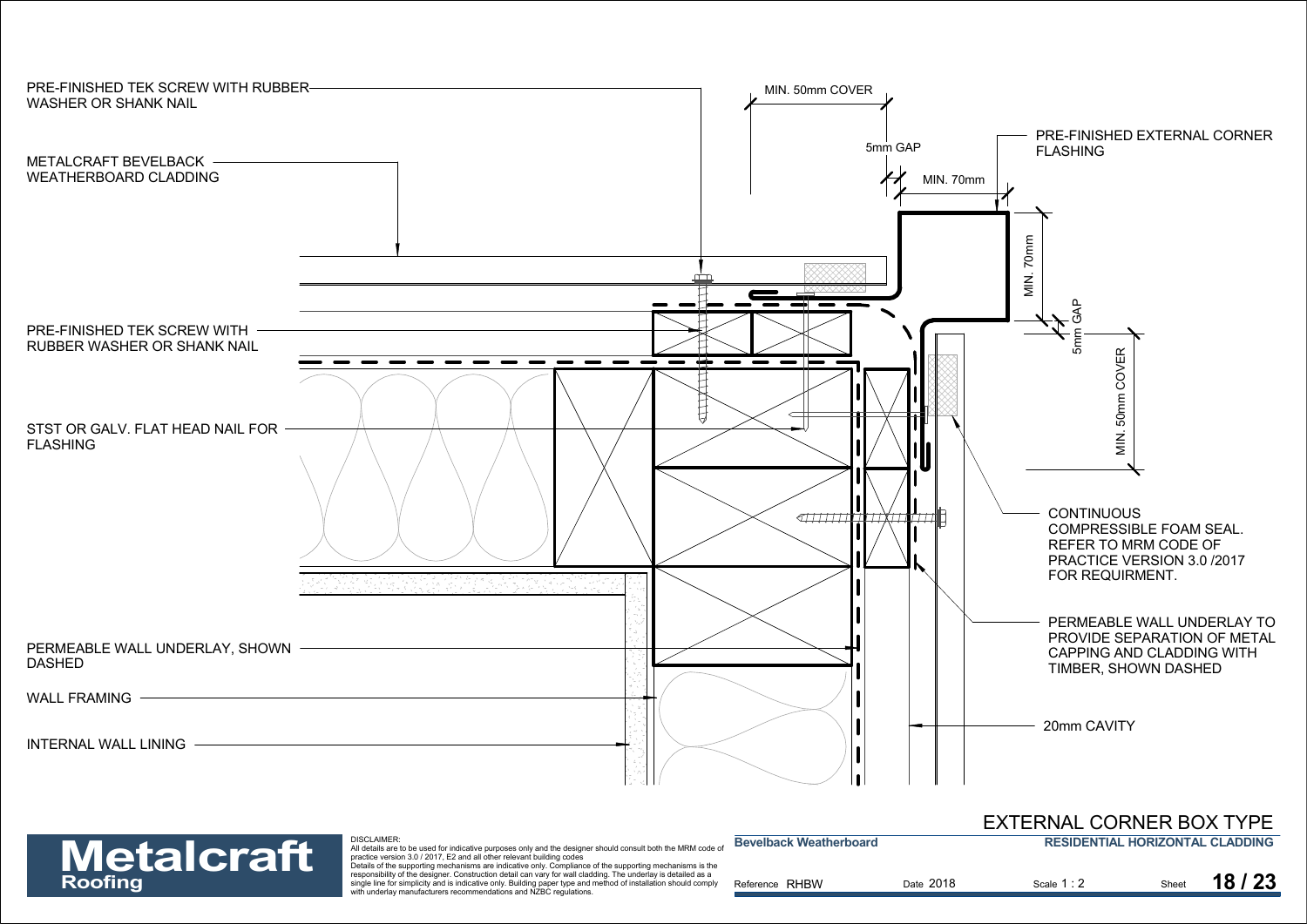PRE-FINISHED TEK SCREW WITH RUBBER WASHER OR SHANK NAIL

METALCRAFT BEVELBACK WEATHERBOARD CLADDING

PRE-FINISHED TEK SCREW WITH RUBBER WASHER OR SHANK NAIL

STST OR GALV. FLAT HEAD NAIL FOR FLASHING

PERMEABLE WALL UNDERLAY, SHOWN DASHED

WALL FRAMING

INTERNAL WALL LINING

MIN. 50mm COVER

5mm GAP

MIN. 70mm

PRE-FINISHED EXTERNAL CORNER FLASHING

MIN. 70mm

5mm GAP

MIN. 50mm COVER

CONTINUOUS COMPRESSIBLE FOAM SEAL. REFER TO MRM CODE OF PRACTICE VERSION 3.0 /2017 FOR REQUIRMENT.

PERMEABLE WALL UNDERLAY TO PROVIDE SEPARATION OF METAL CAPPING AND CLADDING WITH TIMBER, SHOWN DASHED

20mm CAVITY

# EXTERNAL CORNER BOX TYPE

**Metalcraft Roofing**

DISCLAIMER:
All details are to be used for indicative purposes only and the designer should consult both the MRM code of practice version 3.0 / 2017, E2 and all other relevant building codes
Details of the supporting mechanisms are indicative only. Compliance of the supporting mechanisms is the responsibility of the designer. Construction detail can vary for wall cladding. The underlay is detailed as a single line for simplicity and is indicative only. Building paper type and method of installation should comply with underlay manufacturers recommendations and NZBC regulations.

| Bevelback Weatherboard | | RESIDENTIAL HORIZONTAL CLADDING | |
|---|---|---|---|
| Reference RHBW | Date 2018 | Scale 1 : 2 | Sheet **18 / 23** |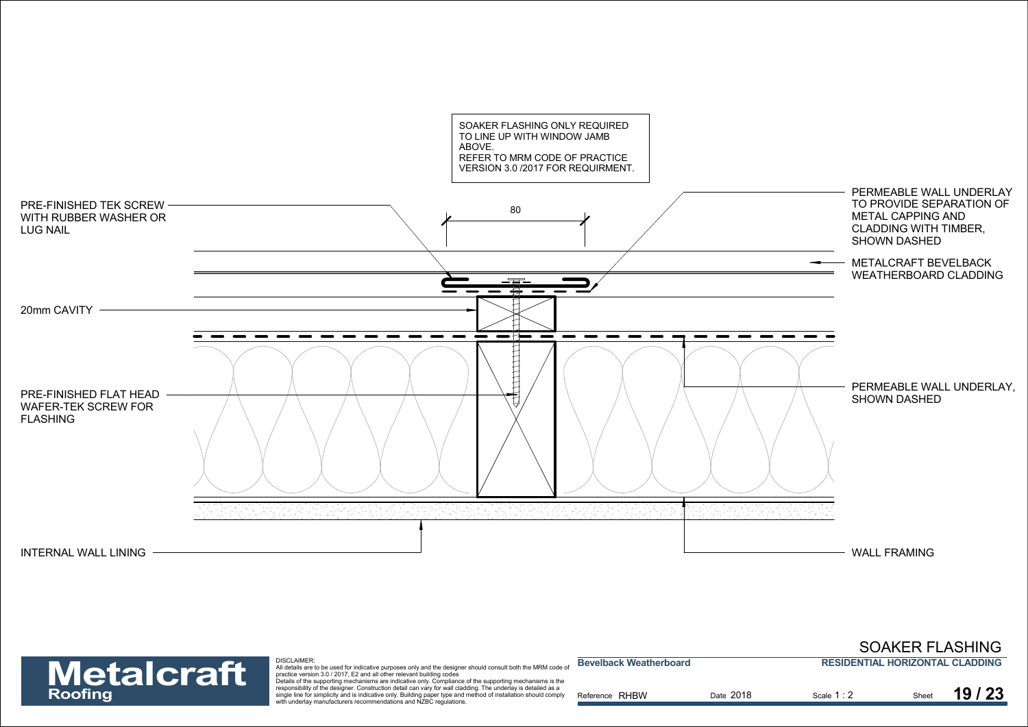SOAKER FLASHING ONLY REQUIRED TO LINE UP WITH WINDOW JAMB ABOVE.
REFER TO MRM CODE OF PRACTICE VERSION 3.0 /2017 FOR REQUIRMENT.

PRE-FINISHED TEK SCREW WITH RUBBER WASHER OR LUG NAIL

80

PERMEABLE WALL UNDERLAY TO PROVIDE SEPARATION OF METAL CAPPING AND CLADDING WITH TIMBER, SHOWN DASHED

METALCRAFT BEVELBACK WEATHERBOARD CLADDING

20mm CAVITY

PRE-FINISHED FLAT HEAD WAFER-TEK SCREW FOR FLASHING

PERMEABLE WALL UNDERLAY, SHOWN DASHED

INTERNAL WALL LINING

WALL FRAMING

**Metalcraft Roofing**

DISCLAIMER:
All details are to be used for indicative purposes only and the designer should consult both the MRM code of practice version 3.0 / 2017, E2 and all other relevant building codes
Details of the supporting mechanisms are indicative only. Compliance of the supporting mechanisms is the responsibility of the designer. Construction detail can vary for wall cladding. The underlay is detailed as a single line for simplicity and is indicative only. Building paper type and method of installation should comply with underlay manufacturers recommendations and NZBC regulations.

# SOAKER FLASHING

**Bevelback Weatherboard** | **RESIDENTIAL HORIZONTAL CLADDING**

Reference RHBW | Date 2018 | Scale 1 : 2 | Sheet **19 / 23**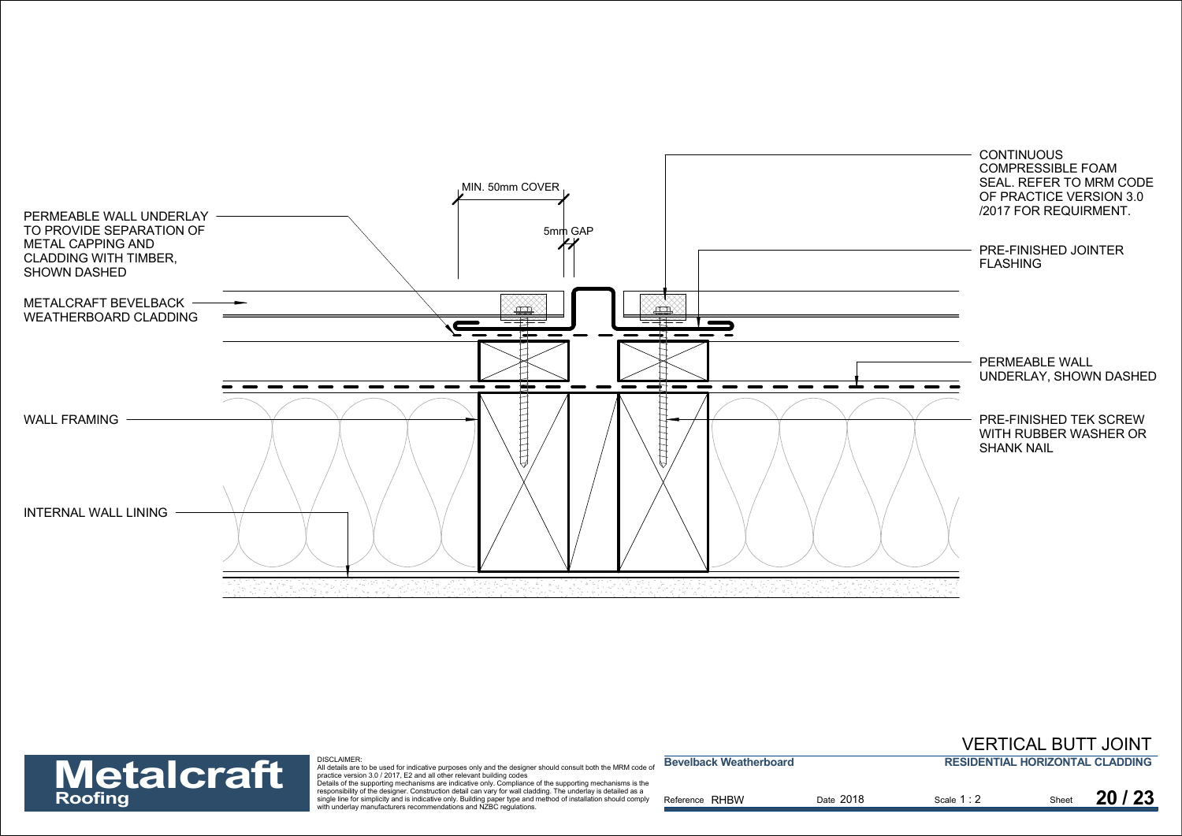PERMEABLE WALL UNDERLAY TO PROVIDE SEPARATION OF METAL CAPPING AND CLADDING WITH TIMBER, SHOWN DASHED

METALCRAFT BEVELBACK WEATHERBOARD CLADDING

WALL FRAMING

INTERNAL WALL LINING

MIN. 50mm COVER

5mm GAP

CONTINUOUS COMPRESSIBLE FOAM SEAL. REFER TO MRM CODE OF PRACTICE VERSION 3.0 /2017 FOR REQUIRMENT.

PRE-FINISHED JOINTER FLASHING

PERMEABLE WALL UNDERLAY, SHOWN DASHED

PRE-FINISHED TEK SCREW WITH RUBBER WASHER OR SHANK NAIL

**Metalcraft Roofing**

DISCLAIMER:
All details are to be used for indicative purposes only and the designer should consult both the MRM code of practice version 3.0 / 2017, E2 and all other relevant building codes
Details of the supporting mechanisms are indicative only. Compliance of the supporting mechanisms is the responsibility of the designer. Construction detail can vary for wall cladding. The underlay is detailed as a single line for simplicity and is indicative only. Building paper type and method of installation should comply with underlay manufacturers recommendations and NZBC regulations.

# VERTICAL BUTT JOINT

**Bevelback Weatherboard** | **RESIDENTIAL HORIZONTAL CLADDING**

Reference RHBW | Date 2018 | Scale 1 : 2 | Sheet **20 / 23**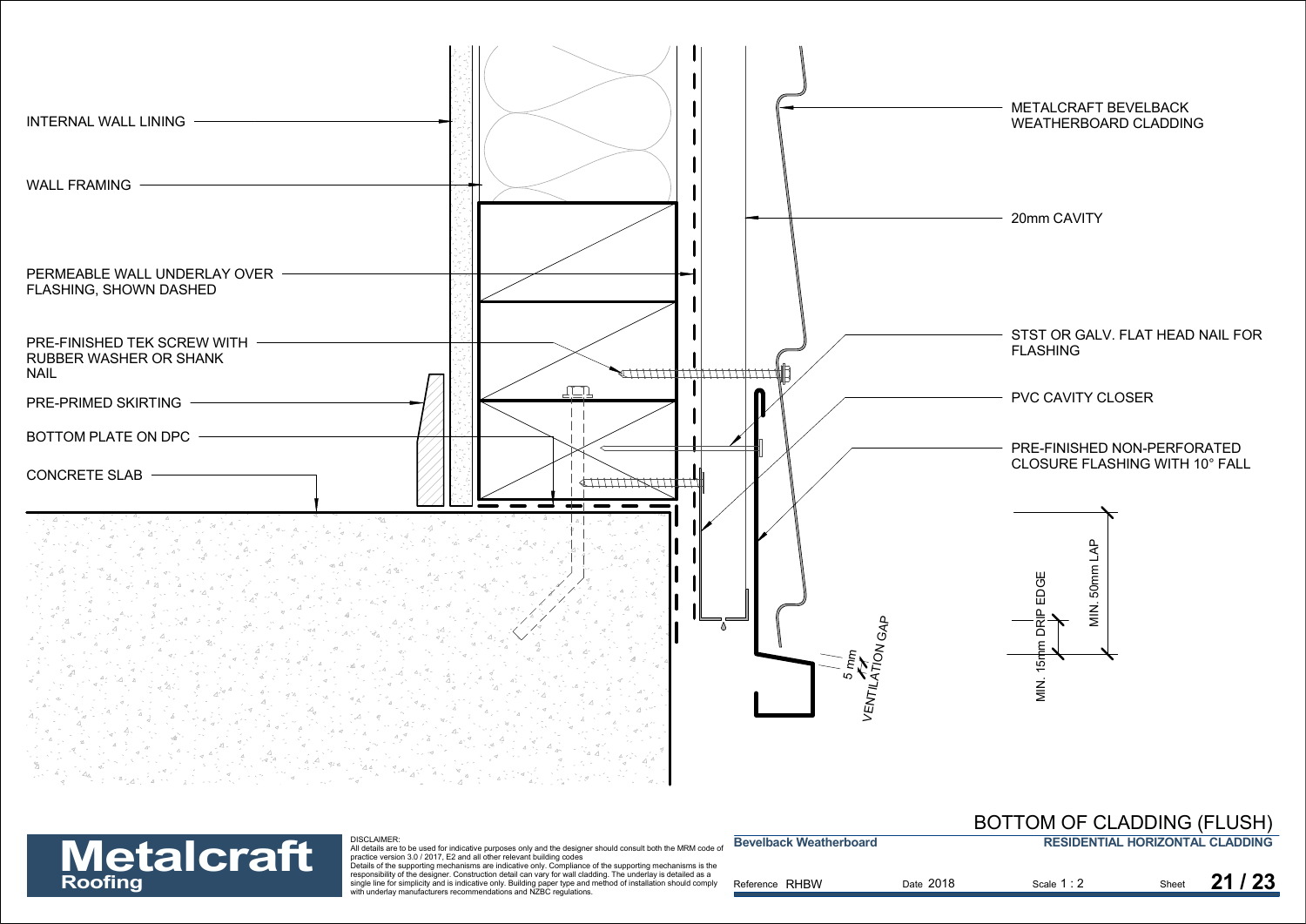INTERNAL WALL LINING

WALL FRAMING

PERMEABLE WALL UNDERLAY OVER FLASHING, SHOWN DASHED

PRE-FINISHED TEK SCREW WITH RUBBER WASHER OR SHANK NAIL

PRE-PRIMED SKIRTING

BOTTOM PLATE ON DPC

CONCRETE SLAB

METALCRAFT BEVELBACK WEATHERBOARD CLADDING

20mm CAVITY

STST OR GALV. FLAT HEAD NAIL FOR FLASHING

PVC CAVITY CLOSER

PRE-FINISHED NON-PERFORATED CLOSURE FLASHING WITH 10° FALL

MIN. 50mm LAP

MIN. 15mm DRIP EDGE

5 mm VENTILATION GAP

# BOTTOM OF CLADDING (FLUSH)

**Metalcraft Roofing**

DISCLAIMER:
All details are to be used for indicative purposes only and the designer should consult both the MRM code of practice version 3.0 / 2017, E2 and all other relevant building codes
Details of the supporting mechanisms are indicative only. Compliance of the supporting mechanisms is the responsibility of the designer. Construction detail can vary for wall cladding. The underlay is detailed as a single line for simplicity and is indicative only. Building paper type and method of installation should comply with underlay manufacturers recommendations and NZBC regulations.

**Bevelback Weatherboard** | **RESIDENTIAL HORIZONTAL CLADDING**

Reference RHBW | Date 2018 | Scale 1 : 2 | Sheet **21 / 23**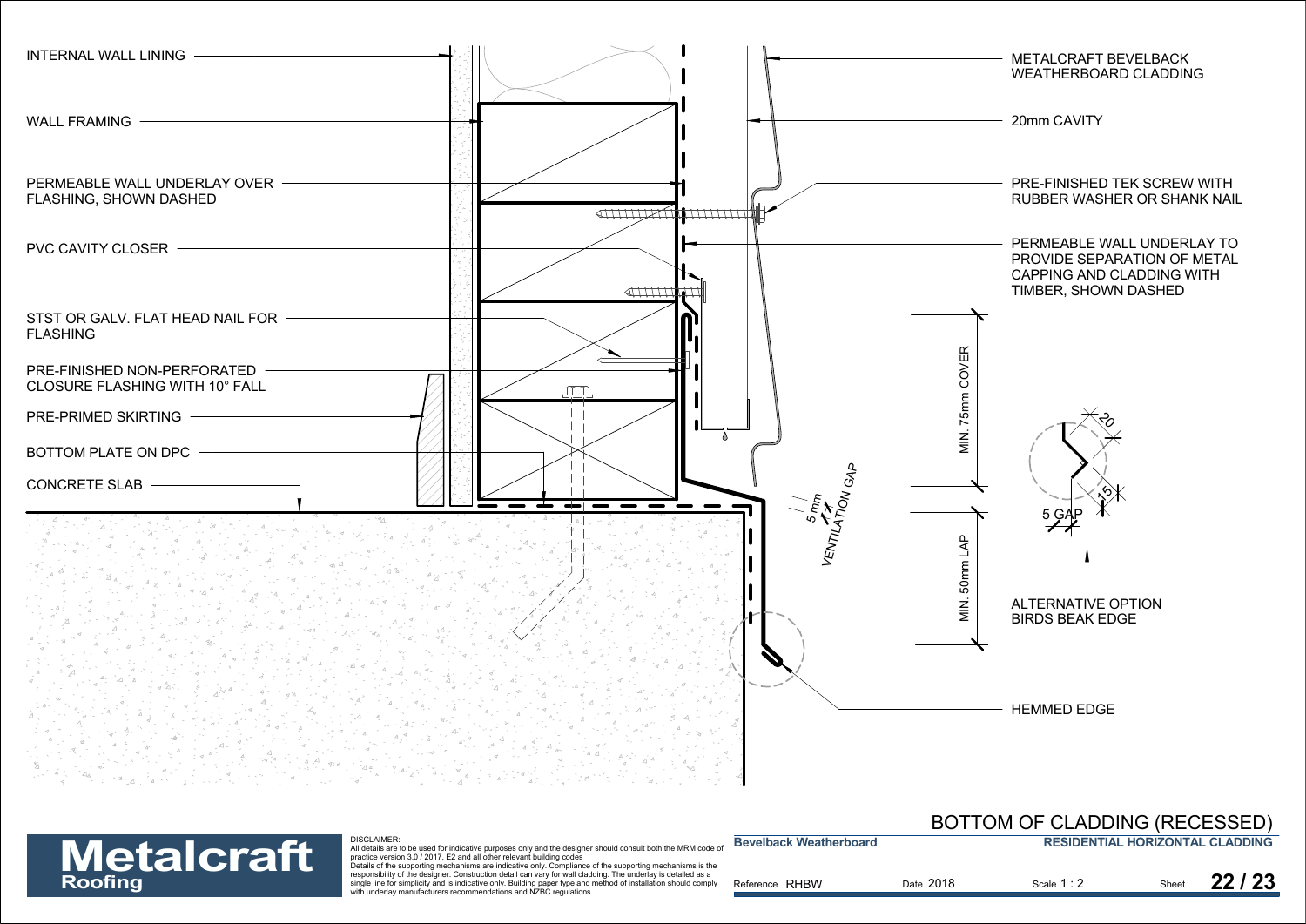INTERNAL WALL LINING

WALL FRAMING

PERMEABLE WALL UNDERLAY OVER FLASHING, SHOWN DASHED

PVC CAVITY CLOSER

STST OR GALV. FLAT HEAD NAIL FOR FLASHING

PRE-FINISHED NON-PERFORATED CLOSURE FLASHING WITH 10° FALL

PRE-PRIMED SKIRTING

BOTTOM PLATE ON DPC

CONCRETE SLAB

METALCRAFT BEVELBACK WEATHERBOARD CLADDING

20mm CAVITY

PRE-FINISHED TEK SCREW WITH RUBBER WASHER OR SHANK NAIL

PERMEABLE WALL UNDERLAY TO PROVIDE SEPARATION OF METAL CAPPING AND CLADDING WITH TIMBER, SHOWN DASHED

MIN. 75mm COVER

5 mm VENTILATION GAP

MIN. 50mm LAP

20

15

5 GAP

ALTERNATIVE OPTION BIRDS BEAK EDGE

HEMMED EDGE

# BOTTOM OF CLADDING (RECESSED)

**Metalcraft Roofing**

DISCLAIMER:
All details are to be used for indicative purposes only and the designer should consult both the MRM code of practice version 3.0 / 2017, E2 and all other relevant building codes
Details of the supporting mechanisms are indicative only. Compliance of the supporting mechanisms is the responsibility of the designer. Construction detail can vary for wall cladding. The underlay is detailed as a single line for simplicity and is indicative only. Building paper type and method of installation should comply with underlay manufacturers recommendations and NZBC regulations.

| **Bevelback Weatherboard** | | **RESIDENTIAL HORIZONTAL CLADDING** | |
|---|---|---|---|
| Reference RHBW | Date 2018 | Scale 1 : 2 | Sheet **22 / 23** |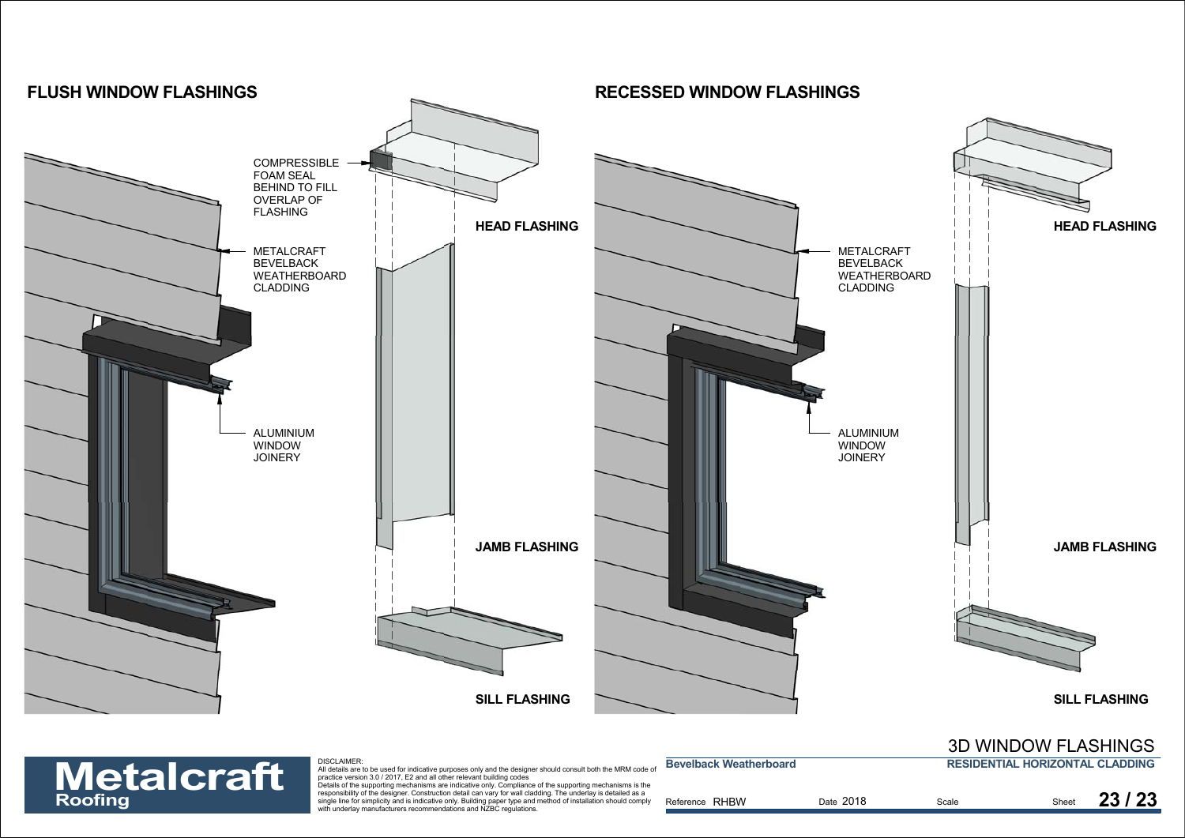## FLUSH WINDOW FLASHINGS

COMPRESSIBLE FOAM SEAL BEHIND TO FILL OVERLAP OF FLASHING

METALCRAFT BEVELBACK WEATHERBOARD CLADDING

ALUMINIUM WINDOW JOINERY

HEAD FLASHING

JAMB FLASHING

SILL FLASHING

## RECESSED WINDOW FLASHINGS

METALCRAFT BEVELBACK WEATHERBOARD CLADDING

ALUMINIUM WINDOW JOINERY

HEAD FLASHING

JAMB FLASHING

SILL FLASHING

Metalcraft Roofing

DISCLAIMER:
All details are to be used for indicative purposes only and the designer should consult both the MRM code of practice version 3.0 / 2017, E2 and all other relevant building codes
Details of the supporting mechanisms are indicative only. Compliance of the supporting mechanisms is the responsibility of the designer. Construction detail can vary for wall cladding. The underlay is detailed as a single line for simplicity and is indicative only. Building paper type and method of installation should comply with underlay manufacturers recommendations and NZBC regulations.

3D WINDOW FLASHINGS

| | | | |
|---|---|---|---|
| Bevelback Weatherboard | | RESIDENTIAL HORIZONTAL CLADDING | |
| Reference RHBW | Date 2018 | Scale | Sheet 23 / 23 |